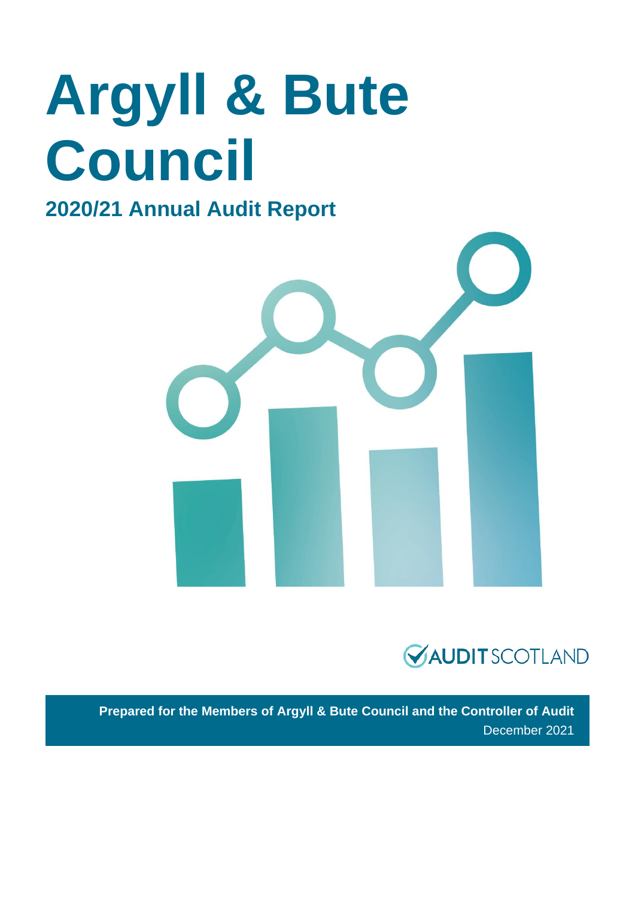# Argyll & Bute Council

## 2020/21 Annual Audit Report

AUDIT SCOTLAND

**Prepared for the Members of Argyll & Bute Council and the Controller of Audit**

December 2021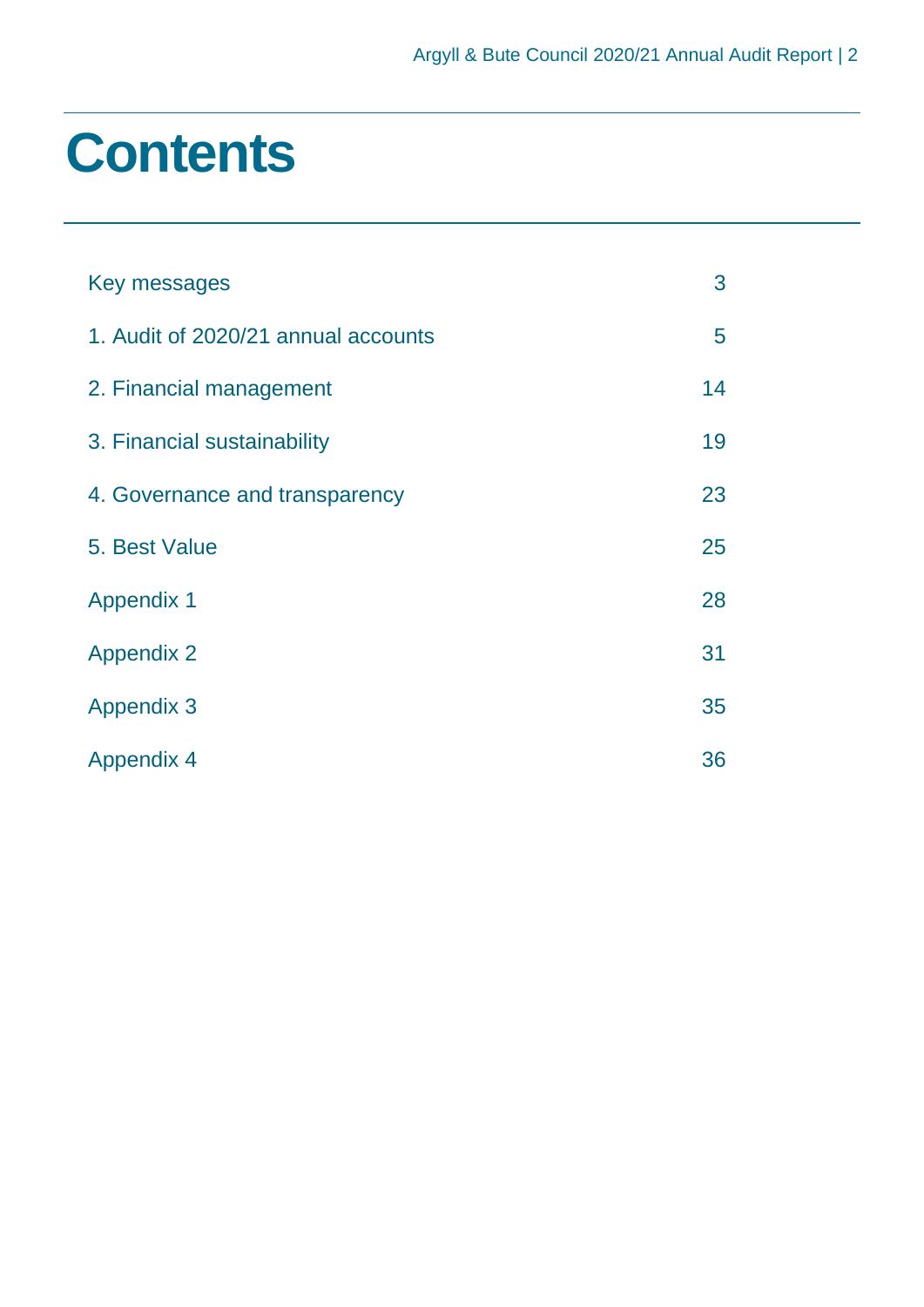# Contents

| | |
|---|---|
| Key messages | 3 |
| 1. Audit of 2020/21 annual accounts | 5 |
| 2. Financial management | 14 |
| 3. Financial sustainability | 19 |
| 4. Governance and transparency | 23 |
| 5. Best Value | 25 |
| Appendix 1 | 28 |
| Appendix 2 | 31 |
| Appendix 3 | 35 |
| Appendix 4 | 36 |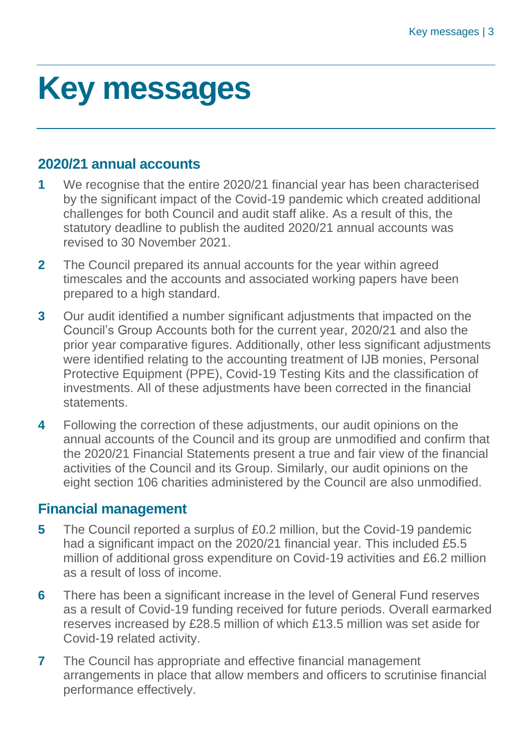# Key messages

## 2020/21 annual accounts

1. We recognise that the entire 2020/21 financial year has been characterised by the significant impact of the Covid-19 pandemic which created additional challenges for both Council and audit staff alike. As a result of this, the statutory deadline to publish the audited 2020/21 annual accounts was revised to 30 November 2021.
2. The Council prepared its annual accounts for the year within agreed timescales and the accounts and associated working papers have been prepared to a high standard.
3. Our audit identified a number significant adjustments that impacted on the Council's Group Accounts both for the current year, 2020/21 and also the prior year comparative figures. Additionally, other less significant adjustments were identified relating to the accounting treatment of IJB monies, Personal Protective Equipment (PPE), Covid-19 Testing Kits and the classification of investments. All of these adjustments have been corrected in the financial statements.
4. Following the correction of these adjustments, our audit opinions on the annual accounts of the Council and its group are unmodified and confirm that the 2020/21 Financial Statements present a true and fair view of the financial activities of the Council and its Group. Similarly, our audit opinions on the eight section 106 charities administered by the Council are also unmodified.

## Financial management

5. The Council reported a surplus of £0.2 million, but the Covid-19 pandemic had a significant impact on the 2020/21 financial year. This included £5.5 million of additional gross expenditure on Covid-19 activities and £6.2 million as a result of loss of income.
6. There has been a significant increase in the level of General Fund reserves as a result of Covid-19 funding received for future periods. Overall earmarked reserves increased by £28.5 million of which £13.5 million was set aside for Covid-19 related activity.
7. The Council has appropriate and effective financial management arrangements in place that allow members and officers to scrutinise financial performance effectively.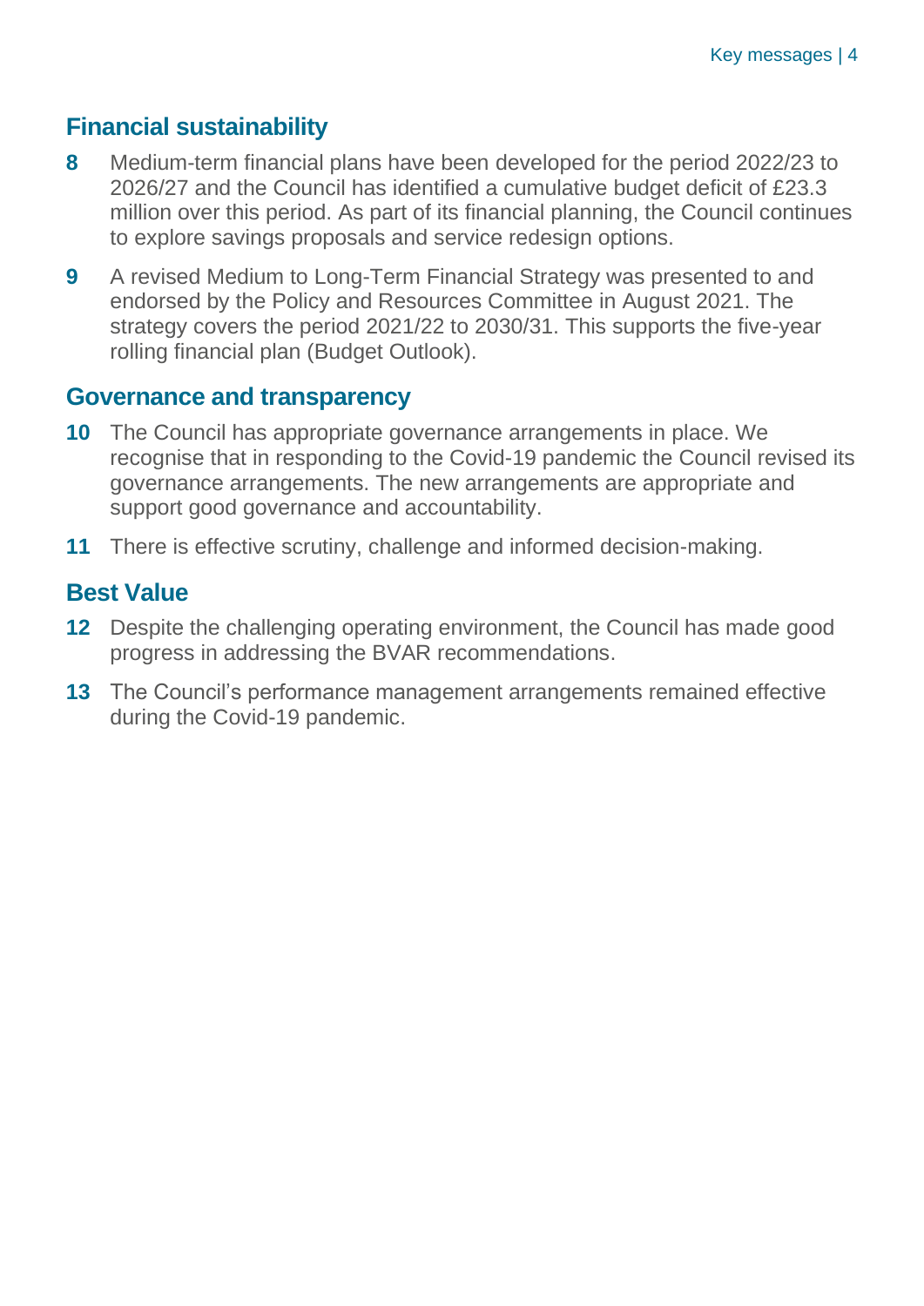## Financial sustainability

**8** Medium-term financial plans have been developed for the period 2022/23 to 2026/27 and the Council has identified a cumulative budget deficit of £23.3 million over this period. As part of its financial planning, the Council continues to explore savings proposals and service redesign options.

**9** A revised Medium to Long-Term Financial Strategy was presented to and endorsed by the Policy and Resources Committee in August 2021. The strategy covers the period 2021/22 to 2030/31. This supports the five-year rolling financial plan (Budget Outlook).

## Governance and transparency

**10** The Council has appropriate governance arrangements in place. We recognise that in responding to the Covid-19 pandemic the Council revised its governance arrangements. The new arrangements are appropriate and support good governance and accountability.

**11** There is effective scrutiny, challenge and informed decision-making.

## Best Value

**12** Despite the challenging operating environment, the Council has made good progress in addressing the BVAR recommendations.

**13** The Council's performance management arrangements remained effective during the Covid-19 pandemic.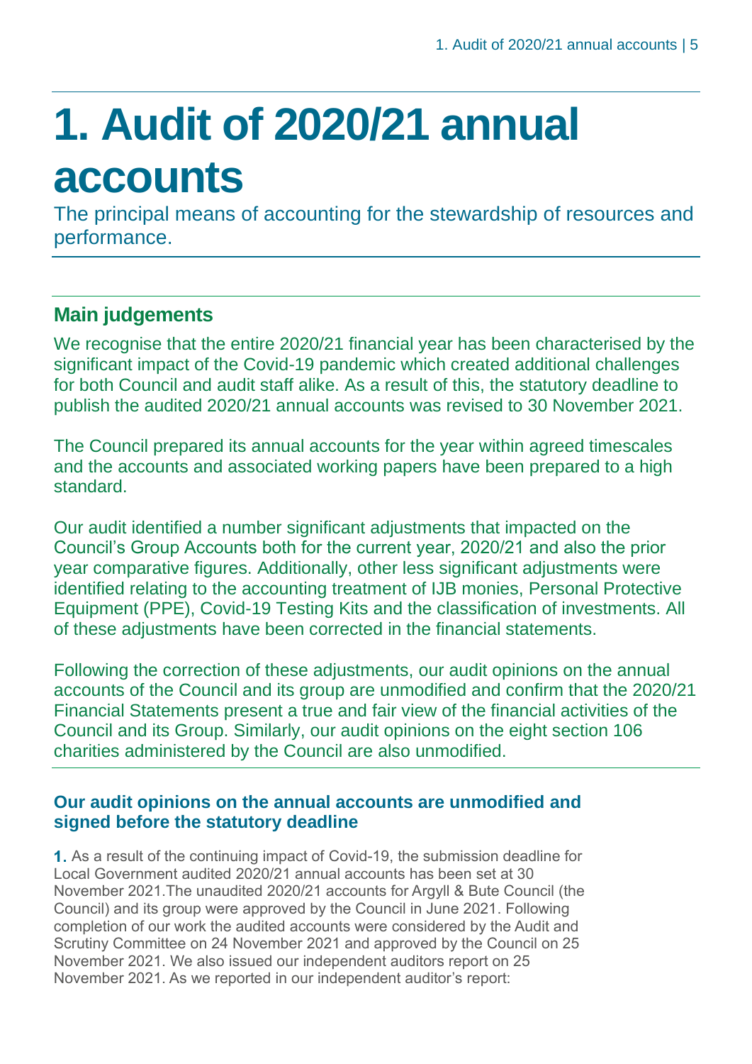# 1. Audit of 2020/21 annual accounts

The principal means of accounting for the stewardship of resources and performance.

## Main judgements

We recognise that the entire 2020/21 financial year has been characterised by the significant impact of the Covid-19 pandemic which created additional challenges for both Council and audit staff alike. As a result of this, the statutory deadline to publish the audited 2020/21 annual accounts was revised to 30 November 2021.

The Council prepared its annual accounts for the year within agreed timescales and the accounts and associated working papers have been prepared to a high standard.

Our audit identified a number significant adjustments that impacted on the Council's Group Accounts both for the current year, 2020/21 and also the prior year comparative figures. Additionally, other less significant adjustments were identified relating to the accounting treatment of IJB monies, Personal Protective Equipment (PPE), Covid-19 Testing Kits and the classification of investments. All of these adjustments have been corrected in the financial statements.

Following the correction of these adjustments, our audit opinions on the annual accounts of the Council and its group are unmodified and confirm that the 2020/21 Financial Statements present a true and fair view of the financial activities of the Council and its Group. Similarly, our audit opinions on the eight section 106 charities administered by the Council are also unmodified.

### Our audit opinions on the annual accounts are unmodified and signed before the statutory deadline

1. As a result of the continuing impact of Covid-19, the submission deadline for Local Government audited 2020/21 annual accounts has been set at 30 November 2021.The unaudited 2020/21 accounts for Argyll & Bute Council (the Council) and its group were approved by the Council in June 2021. Following completion of our work the audited accounts were considered by the Audit and Scrutiny Committee on 24 November 2021 and approved by the Council on 25 November 2021. We also issued our independent auditors report on 25 November 2021. As we reported in our independent auditor's report: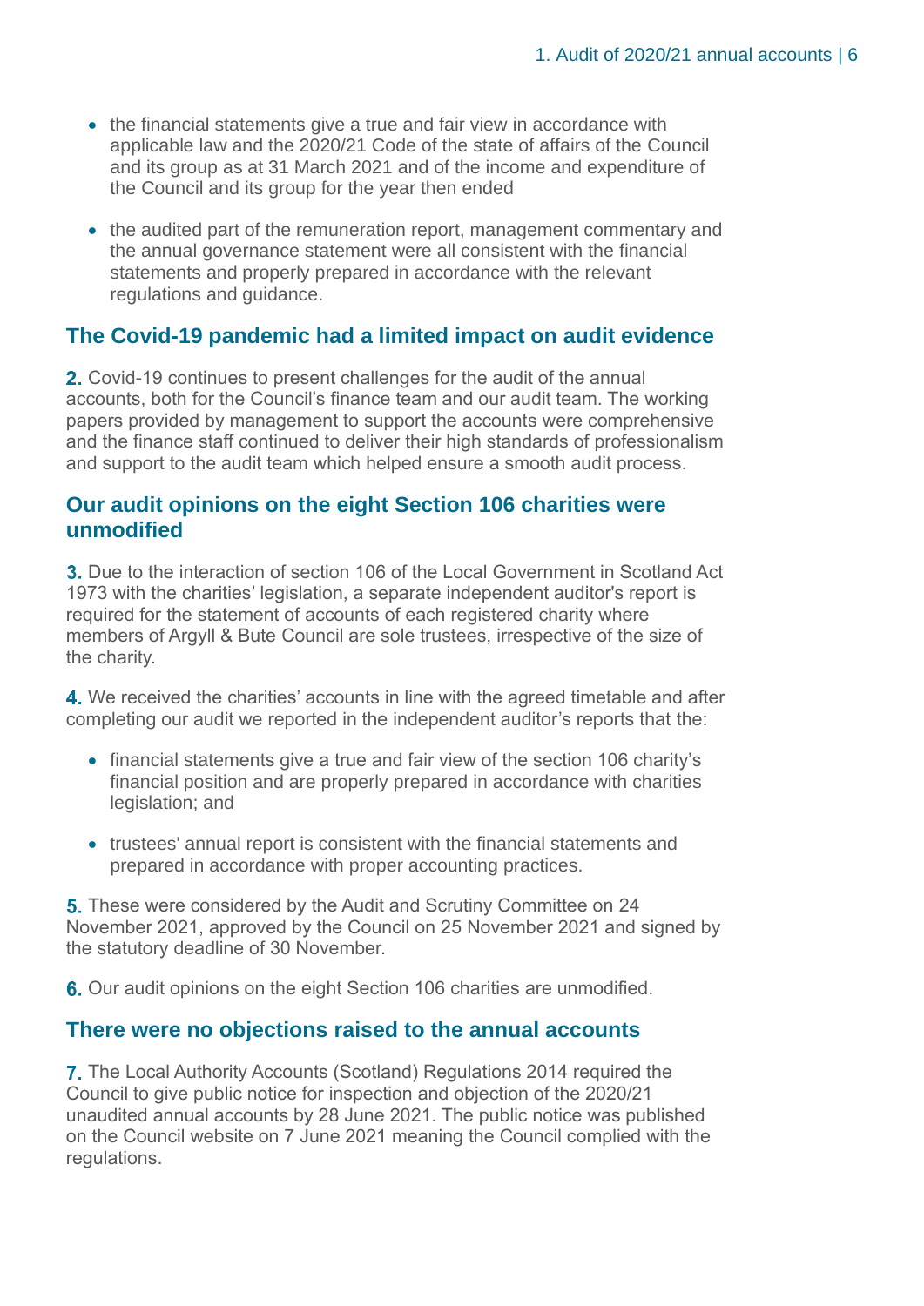- the financial statements give a true and fair view in accordance with applicable law and the 2020/21 Code of the state of affairs of the Council and its group as at 31 March 2021 and of the income and expenditure of the Council and its group for the year then ended
- the audited part of the remuneration report, management commentary and the annual governance statement were all consistent with the financial statements and properly prepared in accordance with the relevant regulations and guidance.

## The Covid-19 pandemic had a limited impact on audit evidence

**2.** Covid-19 continues to present challenges for the audit of the annual accounts, both for the Council's finance team and our audit team. The working papers provided by management to support the accounts were comprehensive and the finance staff continued to deliver their high standards of professionalism and support to the audit team which helped ensure a smooth audit process.

## Our audit opinions on the eight Section 106 charities were unmodified

**3.** Due to the interaction of section 106 of the Local Government in Scotland Act 1973 with the charities' legislation, a separate independent auditor's report is required for the statement of accounts of each registered charity where members of Argyll & Bute Council are sole trustees, irrespective of the size of the charity.

**4.** We received the charities' accounts in line with the agreed timetable and after completing our audit we reported in the independent auditor's reports that the:

- financial statements give a true and fair view of the section 106 charity's financial position and are properly prepared in accordance with charities legislation; and
- trustees' annual report is consistent with the financial statements and prepared in accordance with proper accounting practices.

**5.** These were considered by the Audit and Scrutiny Committee on 24 November 2021, approved by the Council on 25 November 2021 and signed by the statutory deadline of 30 November.

**6.** Our audit opinions on the eight Section 106 charities are unmodified.

## There were no objections raised to the annual accounts

**7.** The Local Authority Accounts (Scotland) Regulations 2014 required the Council to give public notice for inspection and objection of the 2020/21 unaudited annual accounts by 28 June 2021. The public notice was published on the Council website on 7 June 2021 meaning the Council complied with the regulations.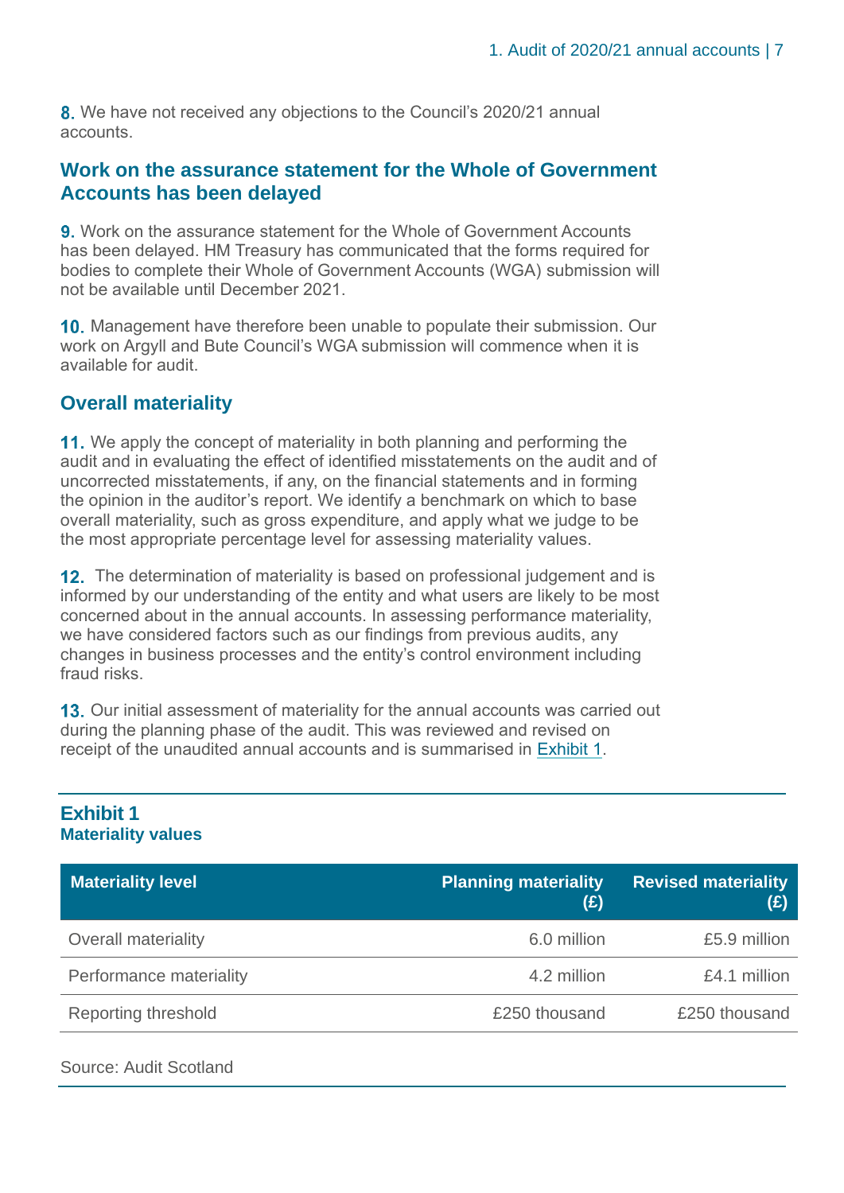**8.** We have not received any objections to the Council's 2020/21 annual accounts.

## Work on the assurance statement for the Whole of Government Accounts has been delayed

**9.** Work on the assurance statement for the Whole of Government Accounts has been delayed. HM Treasury has communicated that the forms required for bodies to complete their Whole of Government Accounts (WGA) submission will not be available until December 2021.

**10.** Management have therefore been unable to populate their submission. Our work on Argyll and Bute Council's WGA submission will commence when it is available for audit.

## Overall materiality

**11.** We apply the concept of materiality in both planning and performing the audit and in evaluating the effect of identified misstatements on the audit and of uncorrected misstatements, if any, on the financial statements and in forming the opinion in the auditor's report. We identify a benchmark on which to base overall materiality, such as gross expenditure, and apply what we judge to be the most appropriate percentage level for assessing materiality values.

**12.** The determination of materiality is based on professional judgement and is informed by our understanding of the entity and what users are likely to be most concerned about in the annual accounts. In assessing performance materiality, we have considered factors such as our findings from previous audits, any changes in business processes and the entity's control environment including fraud risks.

**13.** Our initial assessment of materiality for the annual accounts was carried out during the planning phase of the audit. This was reviewed and revised on receipt of the unaudited annual accounts and is summarised in Exhibit 1.

**Exhibit 1**
**Materiality values**

| Materiality level | Planning materiality (£) | Revised materiality (£) |
|---|---|---|
| Overall materiality | 6.0 million | £5.9 million |
| Performance materiality | 4.2 million | £4.1 million |
| Reporting threshold | £250 thousand | £250 thousand |

Source: Audit Scotland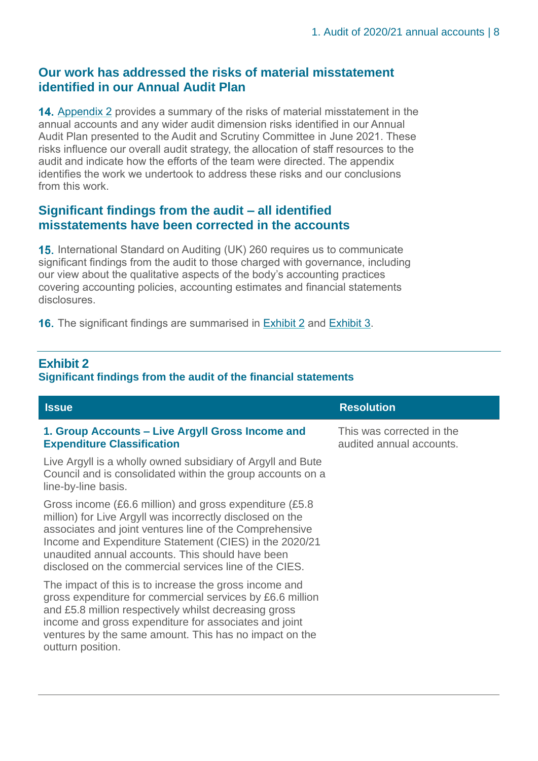## Our work has addressed the risks of material misstatement identified in our Annual Audit Plan

**14.** Appendix 2 provides a summary of the risks of material misstatement in the annual accounts and any wider audit dimension risks identified in our Annual Audit Plan presented to the Audit and Scrutiny Committee in June 2021. These risks influence our overall audit strategy, the allocation of staff resources to the audit and indicate how the efforts of the team were directed. The appendix identifies the work we undertook to address these risks and our conclusions from this work.

## Significant findings from the audit – all identified misstatements have been corrected in the accounts

**15.** International Standard on Auditing (UK) 260 requires us to communicate significant findings from the audit to those charged with governance, including our view about the qualitative aspects of the body's accounting practices covering accounting policies, accounting estimates and financial statements disclosures.

**16.** The significant findings are summarised in Exhibit 2 and Exhibit 3.

### Exhibit 2
**Significant findings from the audit of the financial statements**

| Issue | Resolution |
|---|---|
| **1. Group Accounts – Live Argyll Gross Income and Expenditure Classification**<br><br>Live Argyll is a wholly owned subsidiary of Argyll and Bute Council and is consolidated within the group accounts on a line-by-line basis.<br><br>Gross income (£6.6 million) and gross expenditure (£5.8 million) for Live Argyll was incorrectly disclosed on the associates and joint ventures line of the Comprehensive Income and Expenditure Statement (CIES) in the 2020/21 unaudited annual accounts. This should have been disclosed on the commercial services line of the CIES.<br><br>The impact of this is to increase the gross income and gross expenditure for commercial services by £6.6 million and £5.8 million respectively whilst decreasing gross income and gross expenditure for associates and joint ventures by the same amount. This has no impact on the outturn position. | This was corrected in the audited annual accounts. |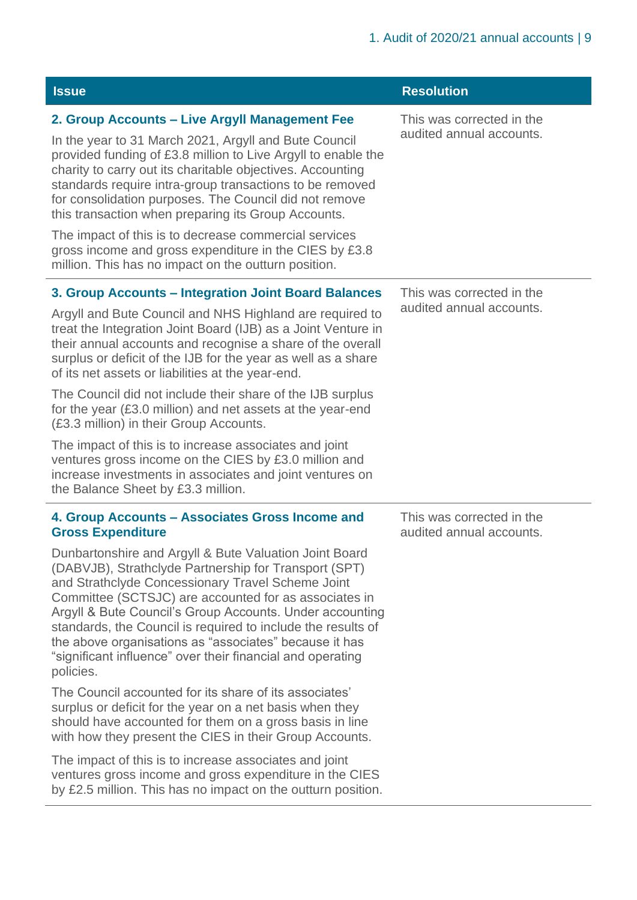| Issue | Resolution |
| --- | --- |
| **2. Group Accounts – Live Argyll Management Fee**<br><br>In the year to 31 March 2021, Argyll and Bute Council provided funding of £3.8 million to Live Argyll to enable the charity to carry out its charitable objectives. Accounting standards require intra-group transactions to be removed for consolidation purposes. The Council did not remove this transaction when preparing its Group Accounts.<br><br>The impact of this is to decrease commercial services gross income and gross expenditure in the CIES by £3.8 million. This has no impact on the outturn position. | This was corrected in the audited annual accounts. |
| **3. Group Accounts – Integration Joint Board Balances**<br><br>Argyll and Bute Council and NHS Highland are required to treat the Integration Joint Board (IJB) as a Joint Venture in their annual accounts and recognise a share of the overall surplus or deficit of the IJB for the year as well as a share of its net assets or liabilities at the year-end.<br><br>The Council did not include their share of the IJB surplus for the year (£3.0 million) and net assets at the year-end (£3.3 million) in their Group Accounts.<br><br>The impact of this is to increase associates and joint ventures gross income on the CIES by £3.0 million and increase investments in associates and joint ventures on the Balance Sheet by £3.3 million. | This was corrected in the audited annual accounts. |
| **4. Group Accounts – Associates Gross Income and Gross Expenditure**<br><br>Dunbartonshire and Argyll & Bute Valuation Joint Board (DABVJB), Strathclyde Partnership for Transport (SPT) and Strathclyde Concessionary Travel Scheme Joint Committee (SCTSJC) are accounted for as associates in Argyll & Bute Council's Group Accounts. Under accounting standards, the Council is required to include the results of the above organisations as "associates" because it has "significant influence" over their financial and operating policies.<br><br>The Council accounted for its share of its associates' surplus or deficit for the year on a net basis when they should have accounted for them on a gross basis in line with how they present the CIES in their Group Accounts.<br><br>The impact of this is to increase associates and joint ventures gross income and gross expenditure in the CIES by £2.5 million. This has no impact on the outturn position. | This was corrected in the audited annual accounts. |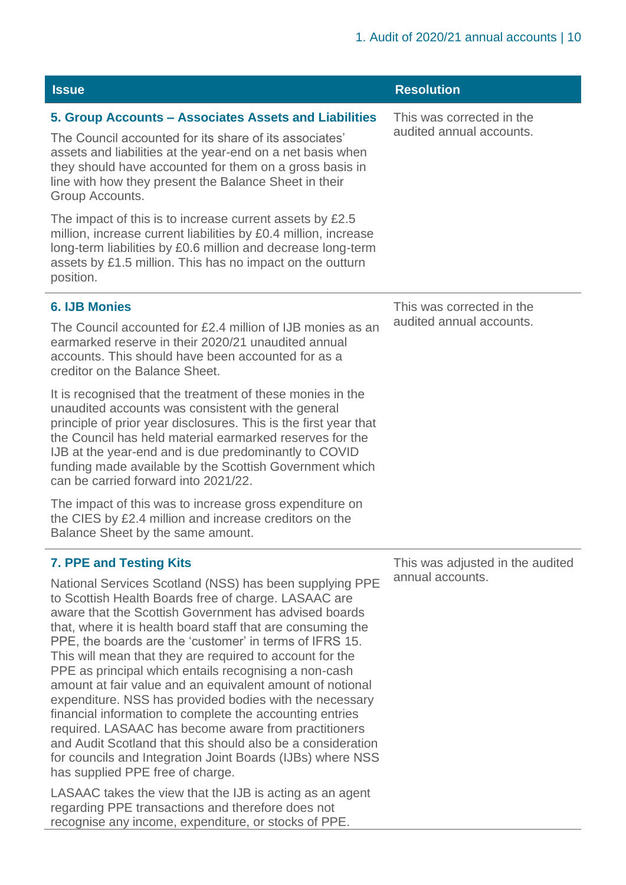| Issue | Resolution |
| --- | --- |
| **5. Group Accounts – Associates Assets and Liabilities**<br><br>The Council accounted for its share of its associates' assets and liabilities at the year-end on a net basis when they should have accounted for them on a gross basis in line with how they present the Balance Sheet in their Group Accounts.<br><br>The impact of this is to increase current assets by £2.5 million, increase current liabilities by £0.4 million, increase long-term liabilities by £0.6 million and decrease long-term assets by £1.5 million. This has no impact on the outturn position. | This was corrected in the audited annual accounts. |
| **6. IJB Monies**<br><br>The Council accounted for £2.4 million of IJB monies as an earmarked reserve in their 2020/21 unaudited annual accounts. This should have been accounted for as a creditor on the Balance Sheet.<br><br>It is recognised that the treatment of these monies in the unaudited accounts was consistent with the general principle of prior year disclosures. This is the first year that the Council has held material earmarked reserves for the IJB at the year-end and is due predominantly to COVID funding made available by the Scottish Government which can be carried forward into 2021/22.<br><br>The impact of this was to increase gross expenditure on the CIES by £2.4 million and increase creditors on the Balance Sheet by the same amount. | This was corrected in the audited annual accounts. |
| **7. PPE and Testing Kits**<br><br>National Services Scotland (NSS) has been supplying PPE to Scottish Health Boards free of charge. LASAAC are aware that the Scottish Government has advised boards that, where it is health board staff that are consuming the PPE, the boards are the 'customer' in terms of IFRS 15. This will mean that they are required to account for the PPE as principal which entails recognising a non-cash amount at fair value and an equivalent amount of notional expenditure. NSS has provided bodies with the necessary financial information to complete the accounting entries required. LASAAC has become aware from practitioners and Audit Scotland that this should also be a consideration for councils and Integration Joint Boards (IJBs) where NSS has supplied PPE free of charge.<br><br>LASAAC takes the view that the IJB is acting as an agent regarding PPE transactions and therefore does not recognise any income, expenditure, or stocks of PPE. | This was adjusted in the audited annual accounts. |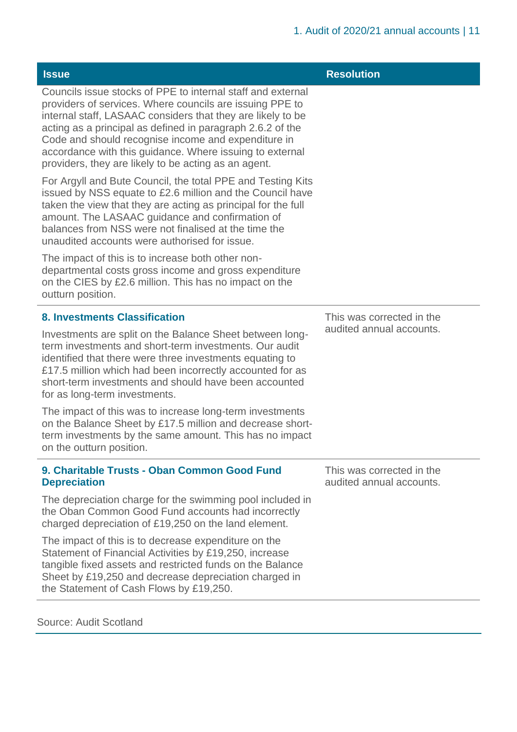| Issue | Resolution |
|---|---|
| Councils issue stocks of PPE to internal staff and external providers of services. Where councils are issuing PPE to internal staff, LASAAC considers that they are likely to be acting as a principal as defined in paragraph 2.6.2 of the Code and should recognise income and expenditure in accordance with this guidance. Where issuing to external providers, they are likely to be acting as an agent.<br><br>For Argyll and Bute Council, the total PPE and Testing Kits issued by NSS equate to £2.6 million and the Council have taken the view that they are acting as principal for the full amount. The LASAAC guidance and confirmation of balances from NSS were not finalised at the time the unaudited accounts were authorised for issue.<br><br>The impact of this is to increase both other non-departmental costs gross income and gross expenditure on the CIES by £2.6 million. This has no impact on the outturn position. | |
| **8. Investments Classification**<br><br>Investments are split on the Balance Sheet between long-term investments and short-term investments. Our audit identified that there were three investments equating to £17.5 million which had been incorrectly accounted for as short-term investments and should have been accounted for as long-term investments.<br><br>The impact of this was to increase long-term investments on the Balance Sheet by £17.5 million and decrease short-term investments by the same amount. This has no impact on the outturn position. | This was corrected in the audited annual accounts. |
| **9. Charitable Trusts - Oban Common Good Fund Depreciation**<br><br>The depreciation charge for the swimming pool included in the Oban Common Good Fund accounts had incorrectly charged depreciation of £19,250 on the land element.<br><br>The impact of this is to decrease expenditure on the Statement of Financial Activities by £19,250, increase tangible fixed assets and restricted funds on the Balance Sheet by £19,250 and decrease depreciation charged in the Statement of Cash Flows by £19,250. | This was corrected in the audited annual accounts. |

Source: Audit Scotland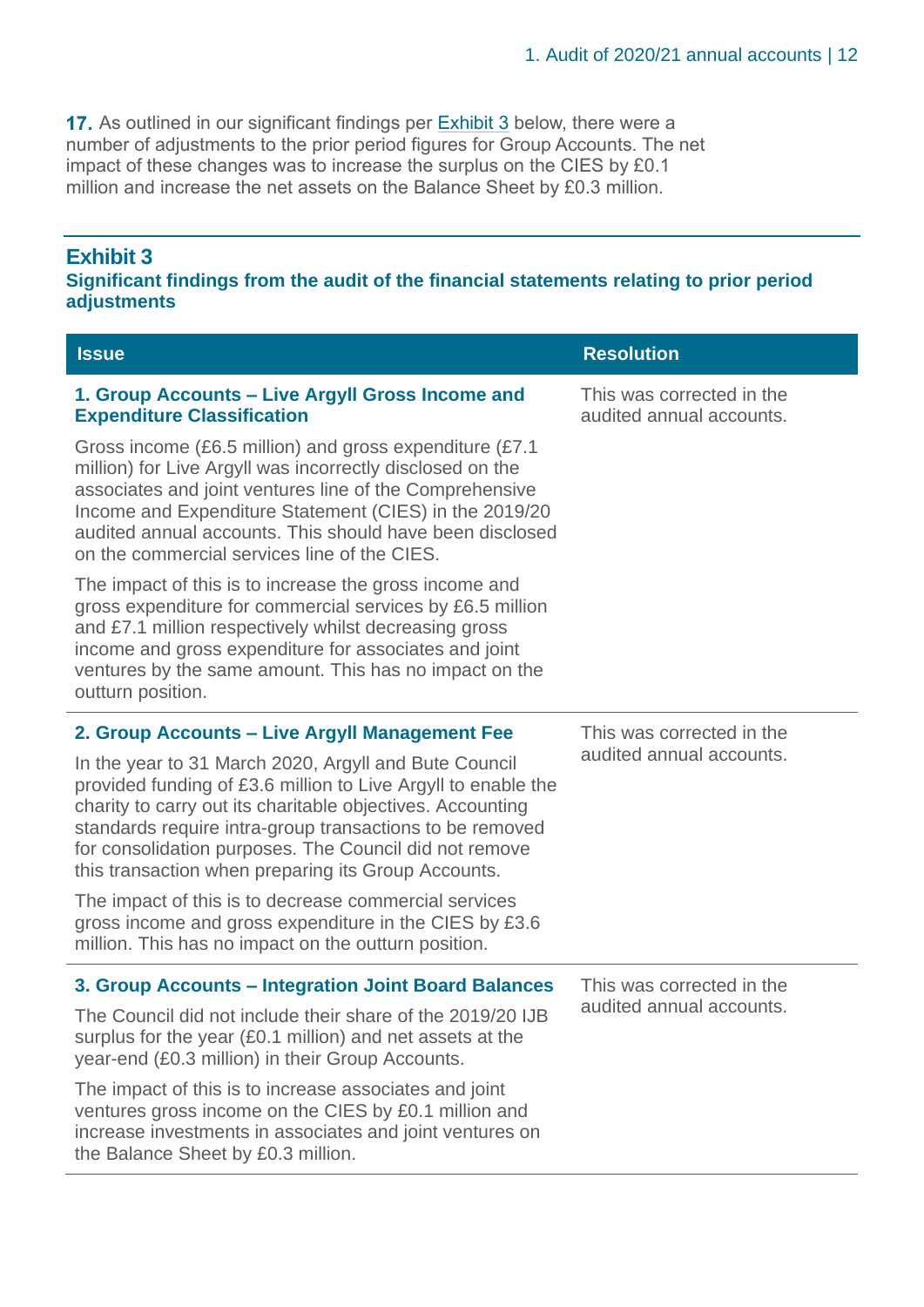**17.** As outlined in our significant findings per Exhibit 3 below, there were a number of adjustments to the prior period figures for Group Accounts. The net impact of these changes was to increase the surplus on the CIES by £0.1 million and increase the net assets on the Balance Sheet by £0.3 million.

## Exhibit 3

### Significant findings from the audit of the financial statements relating to prior period adjustments

| Issue | Resolution |
|---|---|
| **1. Group Accounts – Live Argyll Gross Income and Expenditure Classification**<br><br>Gross income (£6.5 million) and gross expenditure (£7.1 million) for Live Argyll was incorrectly disclosed on the associates and joint ventures line of the Comprehensive Income and Expenditure Statement (CIES) in the 2019/20 audited annual accounts. This should have been disclosed on the commercial services line of the CIES.<br><br>The impact of this is to increase the gross income and gross expenditure for commercial services by £6.5 million and £7.1 million respectively whilst decreasing gross income and gross expenditure for associates and joint ventures by the same amount. This has no impact on the outturn position. | This was corrected in the audited annual accounts. |
| **2. Group Accounts – Live Argyll Management Fee**<br><br>In the year to 31 March 2020, Argyll and Bute Council provided funding of £3.6 million to Live Argyll to enable the charity to carry out its charitable objectives. Accounting standards require intra-group transactions to be removed for consolidation purposes. The Council did not remove this transaction when preparing its Group Accounts.<br><br>The impact of this is to decrease commercial services gross income and gross expenditure in the CIES by £3.6 million. This has no impact on the outturn position. | This was corrected in the audited annual accounts. |
| **3. Group Accounts – Integration Joint Board Balances**<br><br>The Council did not include their share of the 2019/20 IJB surplus for the year (£0.1 million) and net assets at the year-end (£0.3 million) in their Group Accounts.<br><br>The impact of this is to increase associates and joint ventures gross income on the CIES by £0.1 million and increase investments in associates and joint ventures on the Balance Sheet by £0.3 million. | This was corrected in the audited annual accounts. |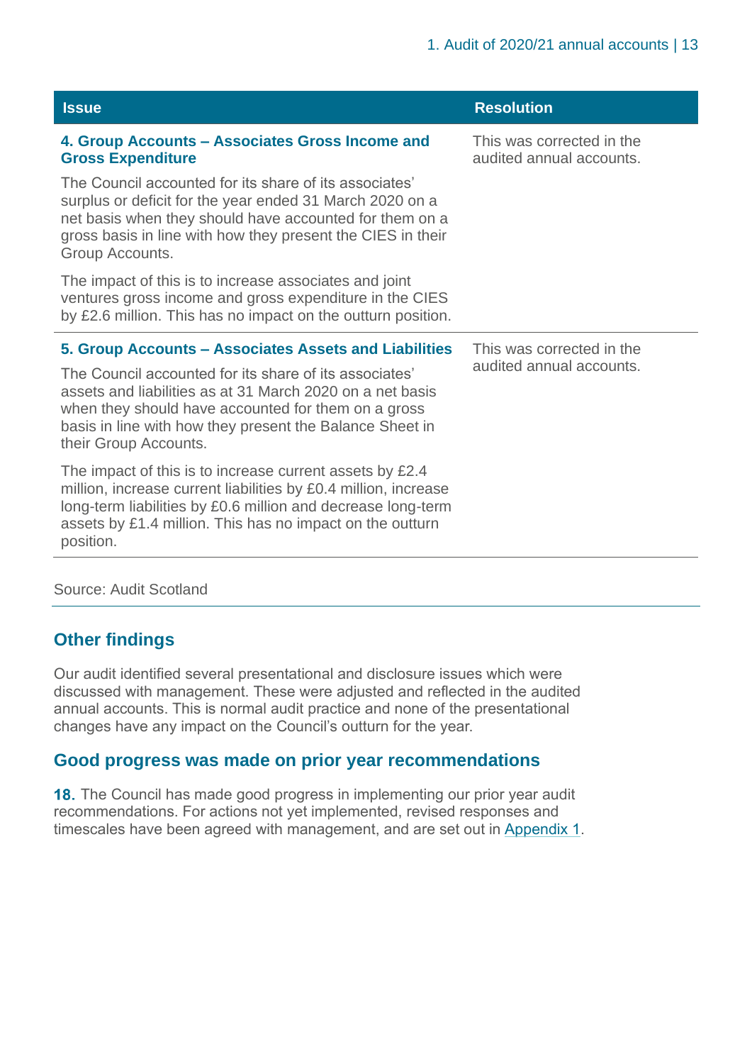| Issue | Resolution |
| --- | --- |
| **4. Group Accounts – Associates Gross Income and Gross Expenditure**<br><br>The Council accounted for its share of its associates' surplus or deficit for the year ended 31 March 2020 on a net basis when they should have accounted for them on a gross basis in line with how they present the CIES in their Group Accounts.<br><br>The impact of this is to increase associates and joint ventures gross income and gross expenditure in the CIES by £2.6 million. This has no impact on the outturn position. | This was corrected in the audited annual accounts. |
| **5. Group Accounts – Associates Assets and Liabilities**<br><br>The Council accounted for its share of its associates' assets and liabilities as at 31 March 2020 on a net basis when they should have accounted for them on a gross basis in line with how they present the Balance Sheet in their Group Accounts.<br><br>The impact of this is to increase current assets by £2.4 million, increase current liabilities by £0.4 million, increase long-term liabilities by £0.6 million and decrease long-term assets by £1.4 million. This has no impact on the outturn position. | This was corrected in the audited annual accounts. |

Source: Audit Scotland

## Other findings

Our audit identified several presentational and disclosure issues which were discussed with management. These were adjusted and reflected in the audited annual accounts. This is normal audit practice and none of the presentational changes have any impact on the Council's outturn for the year.

## Good progress was made on prior year recommendations

**18.** The Council has made good progress in implementing our prior year audit recommendations. For actions not yet implemented, revised responses and timescales have been agreed with management, and are set out in Appendix 1.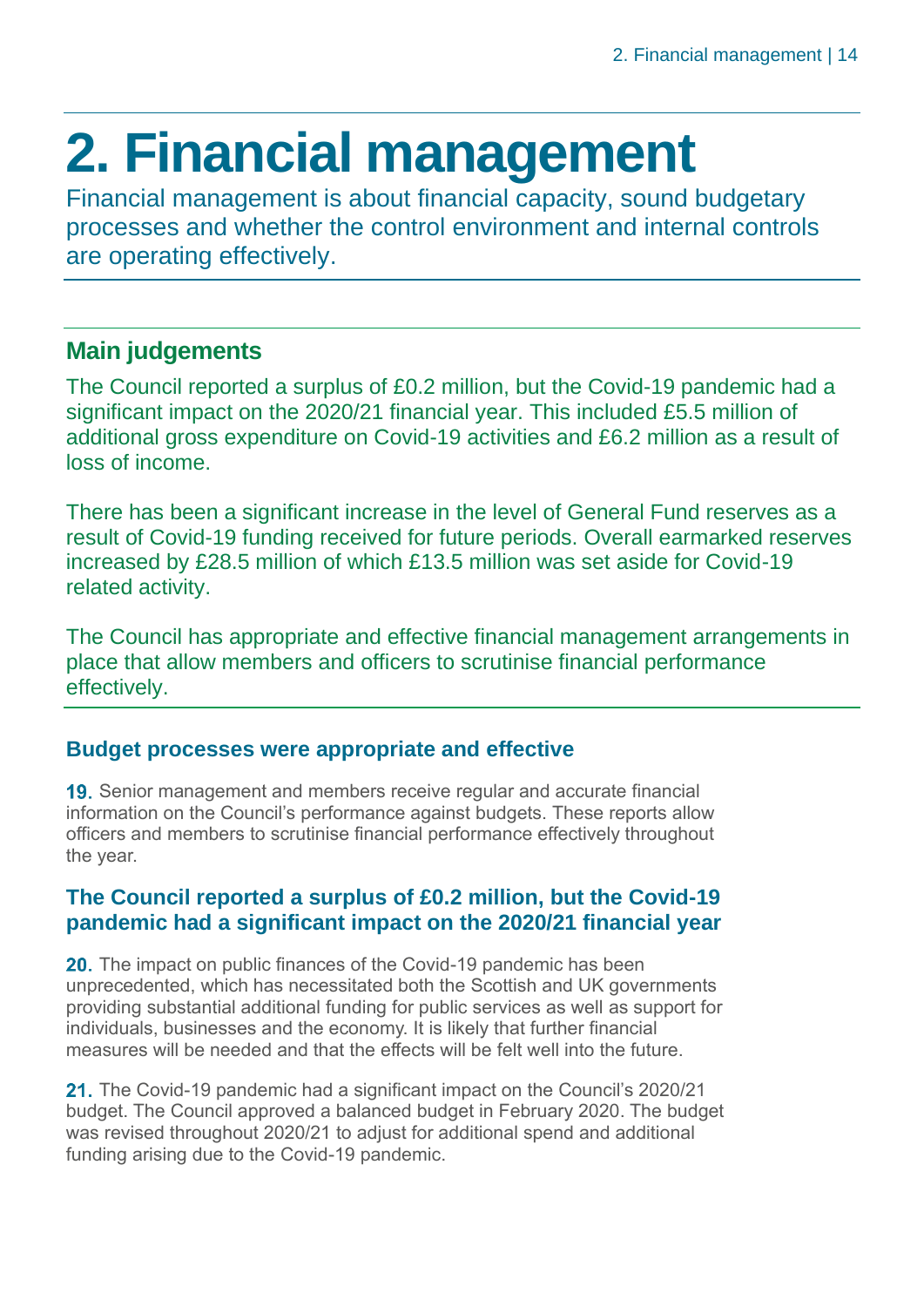# 2. Financial management

Financial management is about financial capacity, sound budgetary processes and whether the control environment and internal controls are operating effectively.

## Main judgements

The Council reported a surplus of £0.2 million, but the Covid-19 pandemic had a significant impact on the 2020/21 financial year. This included £5.5 million of additional gross expenditure on Covid-19 activities and £6.2 million as a result of loss of income.

There has been a significant increase in the level of General Fund reserves as a result of Covid-19 funding received for future periods. Overall earmarked reserves increased by £28.5 million of which £13.5 million was set aside for Covid-19 related activity.

The Council has appropriate and effective financial management arrangements in place that allow members and officers to scrutinise financial performance effectively.

### Budget processes were appropriate and effective

**19.** Senior management and members receive regular and accurate financial information on the Council's performance against budgets. These reports allow officers and members to scrutinise financial performance effectively throughout the year.

### The Council reported a surplus of £0.2 million, but the Covid-19 pandemic had a significant impact on the 2020/21 financial year

**20.** The impact on public finances of the Covid-19 pandemic has been unprecedented, which has necessitated both the Scottish and UK governments providing substantial additional funding for public services as well as support for individuals, businesses and the economy. It is likely that further financial measures will be needed and that the effects will be felt well into the future.

**21.** The Covid-19 pandemic had a significant impact on the Council's 2020/21 budget. The Council approved a balanced budget in February 2020. The budget was revised throughout 2020/21 to adjust for additional spend and additional funding arising due to the Covid-19 pandemic.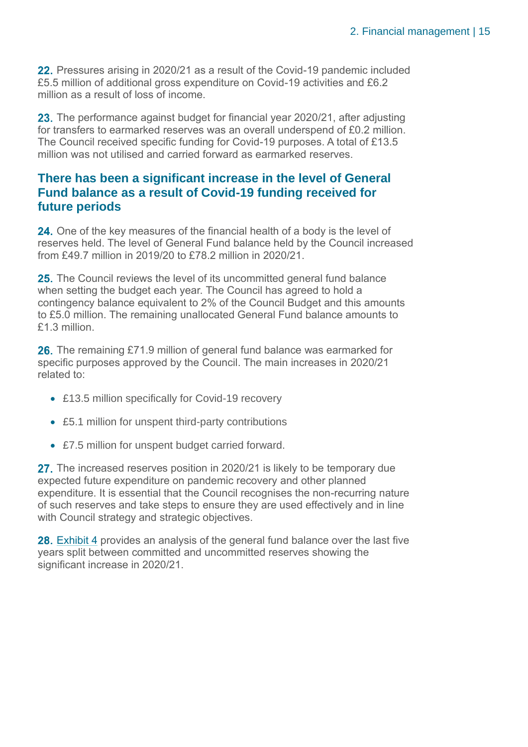**22.** Pressures arising in 2020/21 as a result of the Covid-19 pandemic included £5.5 million of additional gross expenditure on Covid-19 activities and £6.2 million as a result of loss of income.

**23.** The performance against budget for financial year 2020/21, after adjusting for transfers to earmarked reserves was an overall underspend of £0.2 million. The Council received specific funding for Covid-19 purposes. A total of £13.5 million was not utilised and carried forward as earmarked reserves.

## There has been a significant increase in the level of General Fund balance as a result of Covid-19 funding received for future periods

**24.** One of the key measures of the financial health of a body is the level of reserves held. The level of General Fund balance held by the Council increased from £49.7 million in 2019/20 to £78.2 million in 2020/21.

**25.** The Council reviews the level of its uncommitted general fund balance when setting the budget each year. The Council has agreed to hold a contingency balance equivalent to 2% of the Council Budget and this amounts to £5.0 million. The remaining unallocated General Fund balance amounts to £1.3 million.

**26.** The remaining £71.9 million of general fund balance was earmarked for specific purposes approved by the Council. The main increases in 2020/21 related to:

- £13.5 million specifically for Covid-19 recovery
- £5.1 million for unspent third-party contributions
- £7.5 million for unspent budget carried forward.

**27.** The increased reserves position in 2020/21 is likely to be temporary due expected future expenditure on pandemic recovery and other planned expenditure. It is essential that the Council recognises the non-recurring nature of such reserves and take steps to ensure they are used effectively and in line with Council strategy and strategic objectives.

**28.** Exhibit 4 provides an analysis of the general fund balance over the last five years split between committed and uncommitted reserves showing the significant increase in 2020/21.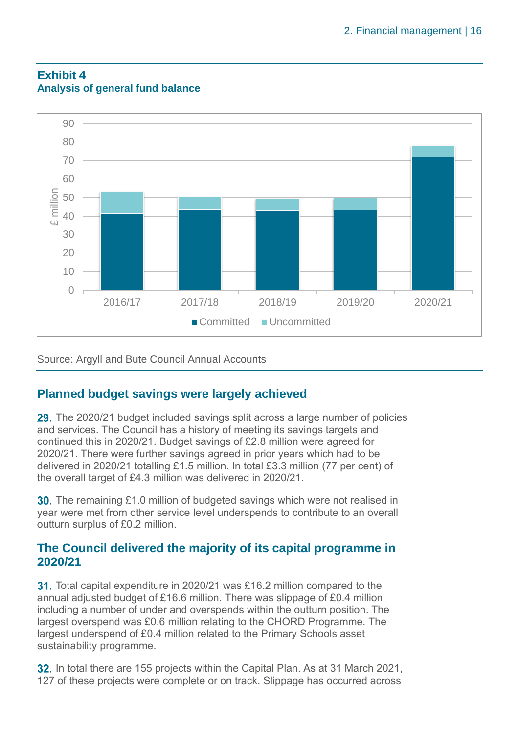## Exhibit 4
### Analysis of general fund balance

Source: Argyll and Bute Council Annual Accounts

## Planned budget savings were largely achieved

**29.** The 2020/21 budget included savings split across a large number of policies and services. The Council has a history of meeting its savings targets and continued this in 2020/21. Budget savings of £2.8 million were agreed for 2020/21. There were further savings agreed in prior years which had to be delivered in 2020/21 totalling £1.5 million. In total £3.3 million (77 per cent) of the overall target of £4.3 million was delivered in 2020/21.

**30.** The remaining £1.0 million of budgeted savings which were not realised in year were met from other service level underspends to contribute to an overall outturn surplus of £0.2 million.

## The Council delivered the majority of its capital programme in 2020/21

**31.** Total capital expenditure in 2020/21 was £16.2 million compared to the annual adjusted budget of £16.6 million. There was slippage of £0.4 million including a number of under and overspends within the outturn position. The largest overspend was £0.6 million relating to the CHORD Programme. The largest underspend of £0.4 million related to the Primary Schools asset sustainability programme.

**32.** In total there are 155 projects within the Capital Plan. As at 31 March 2021, 127 of these projects were complete or on track. Slippage has occurred across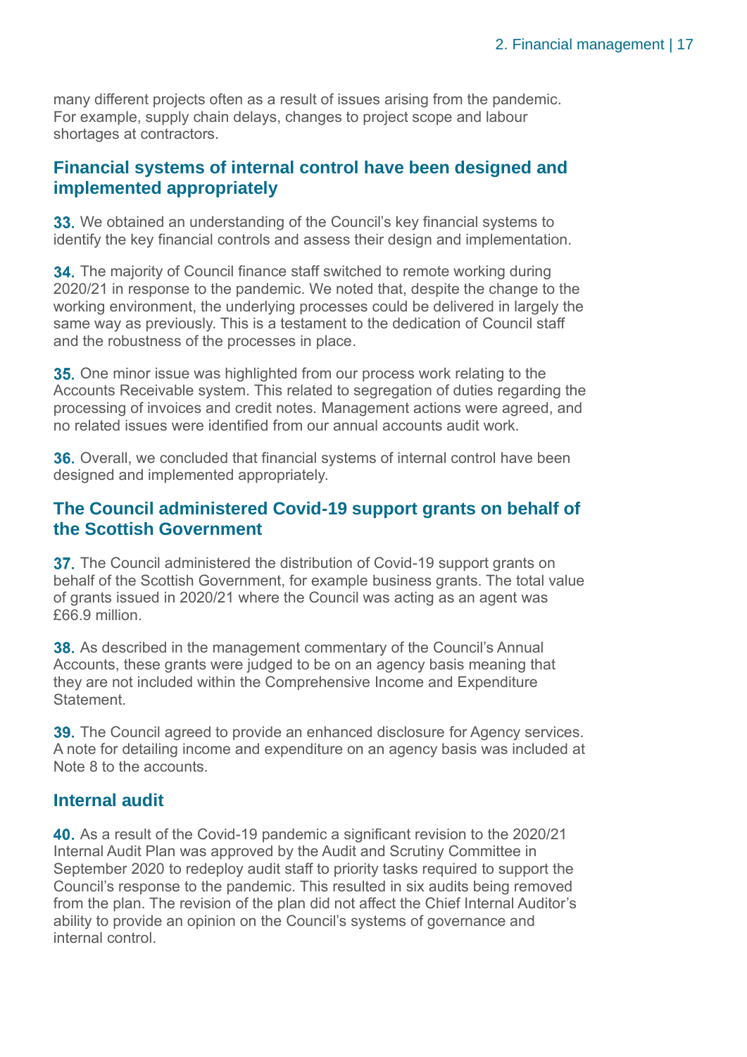many different projects often as a result of issues arising from the pandemic. For example, supply chain delays, changes to project scope and labour shortages at contractors.

## Financial systems of internal control have been designed and implemented appropriately

**33.** We obtained an understanding of the Council's key financial systems to identify the key financial controls and assess their design and implementation.

**34.** The majority of Council finance staff switched to remote working during 2020/21 in response to the pandemic. We noted that, despite the change to the working environment, the underlying processes could be delivered in largely the same way as previously. This is a testament to the dedication of Council staff and the robustness of the processes in place.

**35.** One minor issue was highlighted from our process work relating to the Accounts Receivable system. This related to segregation of duties regarding the processing of invoices and credit notes. Management actions were agreed, and no related issues were identified from our annual accounts audit work.

**36.** Overall, we concluded that financial systems of internal control have been designed and implemented appropriately.

## The Council administered Covid-19 support grants on behalf of the Scottish Government

**37.** The Council administered the distribution of Covid-19 support grants on behalf of the Scottish Government, for example business grants. The total value of grants issued in 2020/21 where the Council was acting as an agent was £66.9 million.

**38.** As described in the management commentary of the Council's Annual Accounts, these grants were judged to be on an agency basis meaning that they are not included within the Comprehensive Income and Expenditure Statement.

**39.** The Council agreed to provide an enhanced disclosure for Agency services. A note for detailing income and expenditure on an agency basis was included at Note 8 to the accounts.

## Internal audit

**40.** As a result of the Covid-19 pandemic a significant revision to the 2020/21 Internal Audit Plan was approved by the Audit and Scrutiny Committee in September 2020 to redeploy audit staff to priority tasks required to support the Council's response to the pandemic. This resulted in six audits being removed from the plan. The revision of the plan did not affect the Chief Internal Auditor's ability to provide an opinion on the Council's systems of governance and internal control.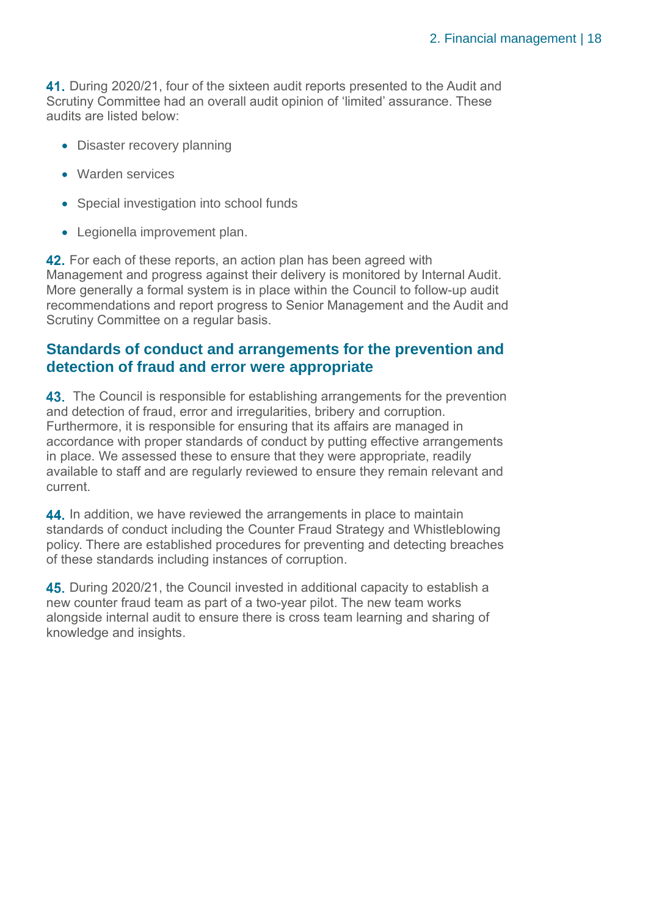**41.** During 2020/21, four of the sixteen audit reports presented to the Audit and Scrutiny Committee had an overall audit opinion of 'limited' assurance. These audits are listed below:

- Disaster recovery planning
- Warden services
- Special investigation into school funds
- Legionella improvement plan.

**42.** For each of these reports, an action plan has been agreed with Management and progress against their delivery is monitored by Internal Audit. More generally a formal system is in place within the Council to follow-up audit recommendations and report progress to Senior Management and the Audit and Scrutiny Committee on a regular basis.

## Standards of conduct and arrangements for the prevention and detection of fraud and error were appropriate

**43.** The Council is responsible for establishing arrangements for the prevention and detection of fraud, error and irregularities, bribery and corruption. Furthermore, it is responsible for ensuring that its affairs are managed in accordance with proper standards of conduct by putting effective arrangements in place. We assessed these to ensure that they were appropriate, readily available to staff and are regularly reviewed to ensure they remain relevant and current.

**44.** In addition, we have reviewed the arrangements in place to maintain standards of conduct including the Counter Fraud Strategy and Whistleblowing policy. There are established procedures for preventing and detecting breaches of these standards including instances of corruption.

**45.** During 2020/21, the Council invested in additional capacity to establish a new counter fraud team as part of a two-year pilot. The new team works alongside internal audit to ensure there is cross team learning and sharing of knowledge and insights.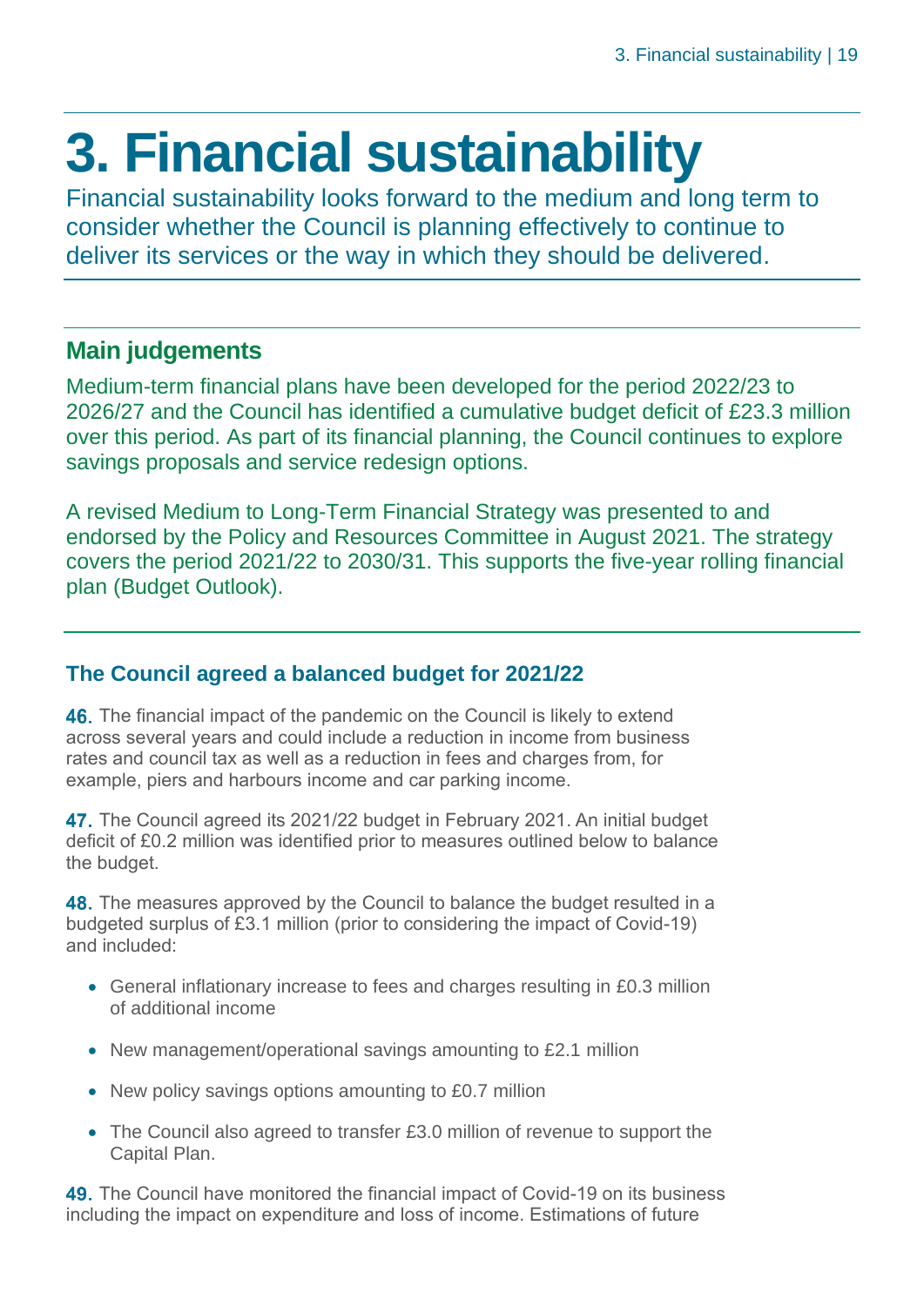# 3. Financial sustainability

Financial sustainability looks forward to the medium and long term to consider whether the Council is planning effectively to continue to deliver its services or the way in which they should be delivered.

## Main judgements

Medium-term financial plans have been developed for the period 2022/23 to 2026/27 and the Council has identified a cumulative budget deficit of £23.3 million over this period. As part of its financial planning, the Council continues to explore savings proposals and service redesign options.

A revised Medium to Long-Term Financial Strategy was presented to and endorsed by the Policy and Resources Committee in August 2021. The strategy covers the period 2021/22 to 2030/31. This supports the five-year rolling financial plan (Budget Outlook).

### The Council agreed a balanced budget for 2021/22

**46.** The financial impact of the pandemic on the Council is likely to extend across several years and could include a reduction in income from business rates and council tax as well as a reduction in fees and charges from, for example, piers and harbours income and car parking income.

**47.** The Council agreed its 2021/22 budget in February 2021. An initial budget deficit of £0.2 million was identified prior to measures outlined below to balance the budget.

**48.** The measures approved by the Council to balance the budget resulted in a budgeted surplus of £3.1 million (prior to considering the impact of Covid-19) and included:

- General inflationary increase to fees and charges resulting in £0.3 million of additional income
- New management/operational savings amounting to £2.1 million
- New policy savings options amounting to £0.7 million
- The Council also agreed to transfer £3.0 million of revenue to support the Capital Plan.

**49.** The Council have monitored the financial impact of Covid-19 on its business including the impact on expenditure and loss of income. Estimations of future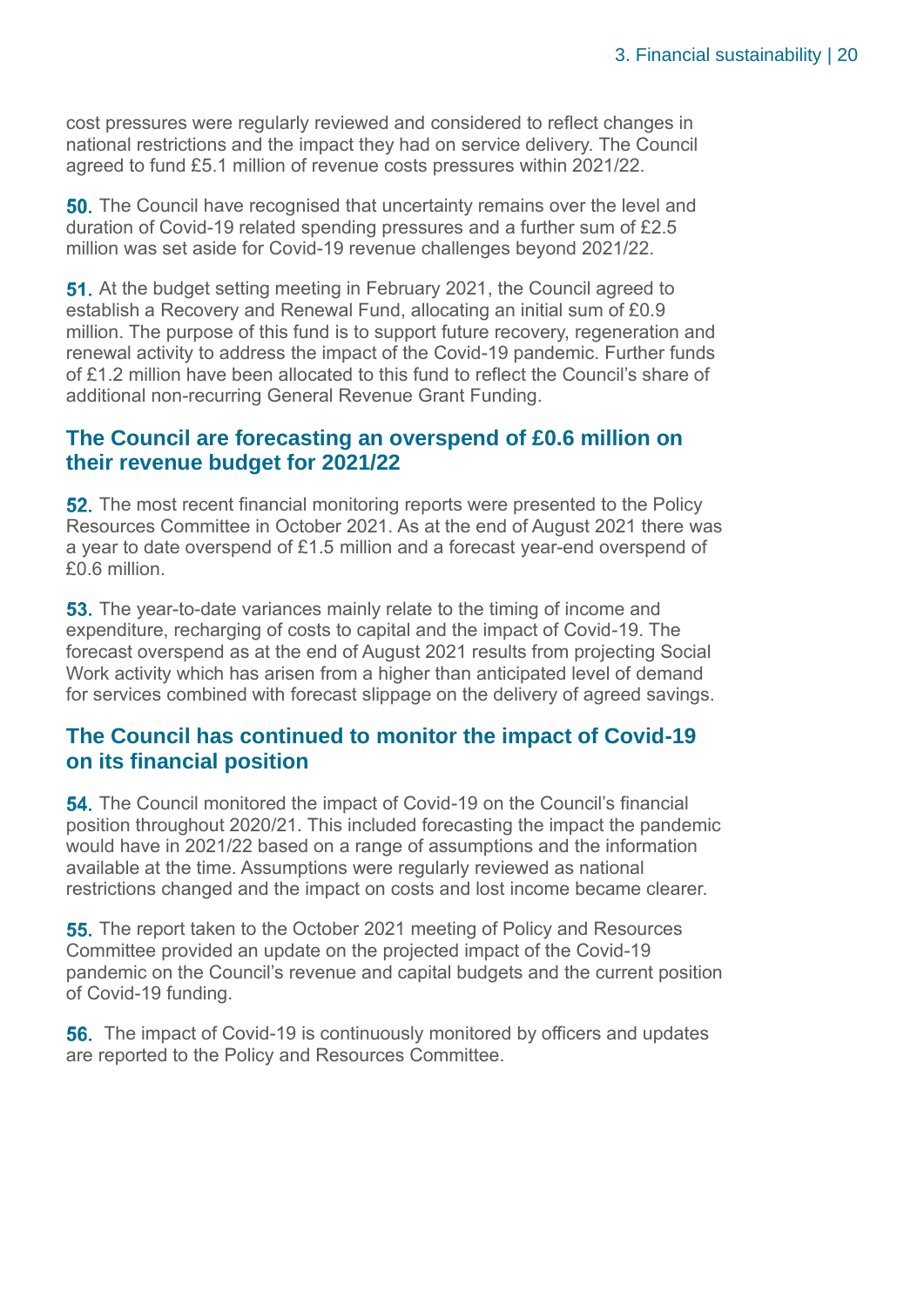cost pressures were regularly reviewed and considered to reflect changes in national restrictions and the impact they had on service delivery. The Council agreed to fund £5.1 million of revenue costs pressures within 2021/22.

**50.** The Council have recognised that uncertainty remains over the level and duration of Covid-19 related spending pressures and a further sum of £2.5 million was set aside for Covid-19 revenue challenges beyond 2021/22.

**51.** At the budget setting meeting in February 2021, the Council agreed to establish a Recovery and Renewal Fund, allocating an initial sum of £0.9 million. The purpose of this fund is to support future recovery, regeneration and renewal activity to address the impact of the Covid-19 pandemic. Further funds of £1.2 million have been allocated to this fund to reflect the Council's share of additional non-recurring General Revenue Grant Funding.

## The Council are forecasting an overspend of £0.6 million on their revenue budget for 2021/22

**52.** The most recent financial monitoring reports were presented to the Policy Resources Committee in October 2021. As at the end of August 2021 there was a year to date overspend of £1.5 million and a forecast year-end overspend of £0.6 million.

**53.** The year-to-date variances mainly relate to the timing of income and expenditure, recharging of costs to capital and the impact of Covid-19. The forecast overspend as at the end of August 2021 results from projecting Social Work activity which has arisen from a higher than anticipated level of demand for services combined with forecast slippage on the delivery of agreed savings.

## The Council has continued to monitor the impact of Covid-19 on its financial position

**54.** The Council monitored the impact of Covid-19 on the Council's financial position throughout 2020/21. This included forecasting the impact the pandemic would have in 2021/22 based on a range of assumptions and the information available at the time. Assumptions were regularly reviewed as national restrictions changed and the impact on costs and lost income became clearer.

**55.** The report taken to the October 2021 meeting of Policy and Resources Committee provided an update on the projected impact of the Covid-19 pandemic on the Council's revenue and capital budgets and the current position of Covid-19 funding.

**56.** The impact of Covid-19 is continuously monitored by officers and updates are reported to the Policy and Resources Committee.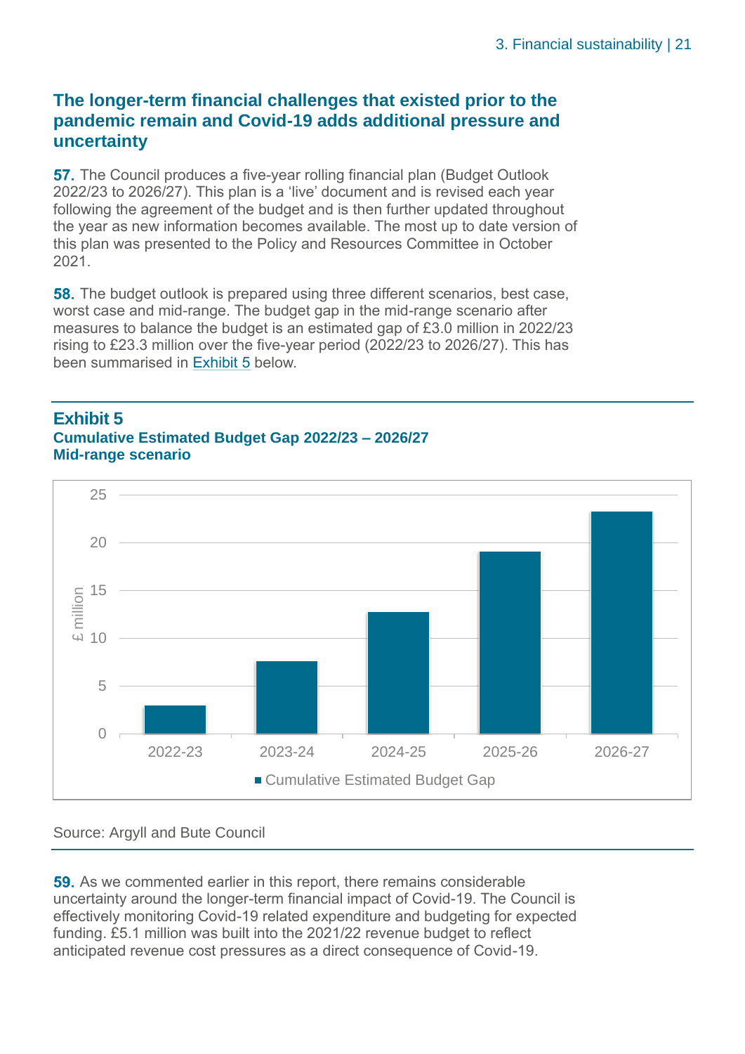## The longer-term financial challenges that existed prior to the pandemic remain and Covid-19 adds additional pressure and uncertainty

**57.** The Council produces a five-year rolling financial plan (Budget Outlook 2022/23 to 2026/27). This plan is a 'live' document and is revised each year following the agreement of the budget and is then further updated throughout the year as new information becomes available. The most up to date version of this plan was presented to the Policy and Resources Committee in October 2021.

**58.** The budget outlook is prepared using three different scenarios, best case, worst case and mid-range. The budget gap in the mid-range scenario after measures to balance the budget is an estimated gap of £3.0 million in 2022/23 rising to £23.3 million over the five-year period (2022/23 to 2026/27). This has been summarised in Exhibit 5 below.

### Exhibit 5
**Cumulative Estimated Budget Gap 2022/23 – 2026/27**
**Mid-range scenario**

Cumulative Estimated Budget Gap (£ million)

| Year | Cumulative Estimated Budget Gap (£ million, approx.) |
|---|---|
| 2022-23 | 3.0 |
| 2023-24 | 7.6 |
| 2024-25 | 12.8 |
| 2025-26 | 19.1 |
| 2026-27 | 23.3 |

Source: Argyll and Bute Council

**59.** As we commented earlier in this report, there remains considerable uncertainty around the longer-term financial impact of Covid-19. The Council is effectively monitoring Covid-19 related expenditure and budgeting for expected funding. £5.1 million was built into the 2021/22 revenue budget to reflect anticipated revenue cost pressures as a direct consequence of Covid-19.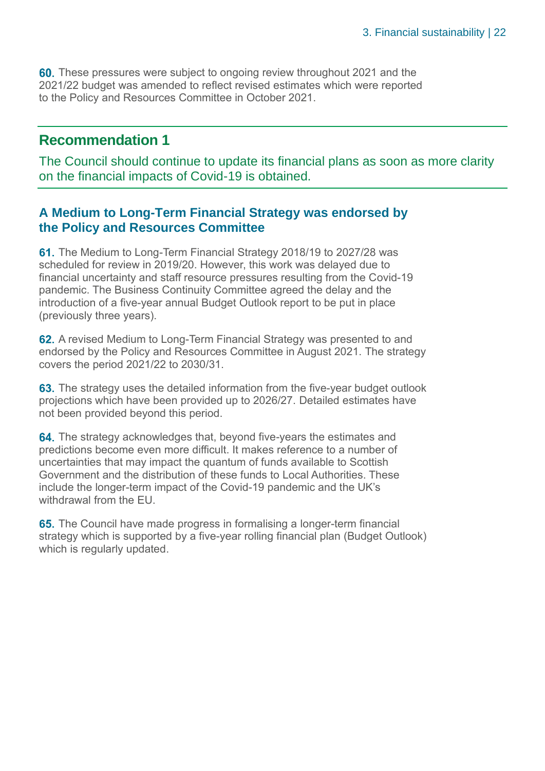60. These pressures were subject to ongoing review throughout 2021 and the 2021/22 budget was amended to reflect revised estimates which were reported to the Policy and Resources Committee in October 2021.

## Recommendation 1

The Council should continue to update its financial plans as soon as more clarity on the financial impacts of Covid-19 is obtained.

### A Medium to Long-Term Financial Strategy was endorsed by the Policy and Resources Committee

61. The Medium to Long-Term Financial Strategy 2018/19 to 2027/28 was scheduled for review in 2019/20. However, this work was delayed due to financial uncertainty and staff resource pressures resulting from the Covid-19 pandemic. The Business Continuity Committee agreed the delay and the introduction of a five-year annual Budget Outlook report to be put in place (previously three years).

62. A revised Medium to Long-Term Financial Strategy was presented to and endorsed by the Policy and Resources Committee in August 2021. The strategy covers the period 2021/22 to 2030/31.

63. The strategy uses the detailed information from the five-year budget outlook projections which have been provided up to 2026/27. Detailed estimates have not been provided beyond this period.

64. The strategy acknowledges that, beyond five-years the estimates and predictions become even more difficult. It makes reference to a number of uncertainties that may impact the quantum of funds available to Scottish Government and the distribution of these funds to Local Authorities. These include the longer-term impact of the Covid-19 pandemic and the UK's withdrawal from the EU.

65. The Council have made progress in formalising a longer-term financial strategy which is supported by a five-year rolling financial plan (Budget Outlook) which is regularly updated.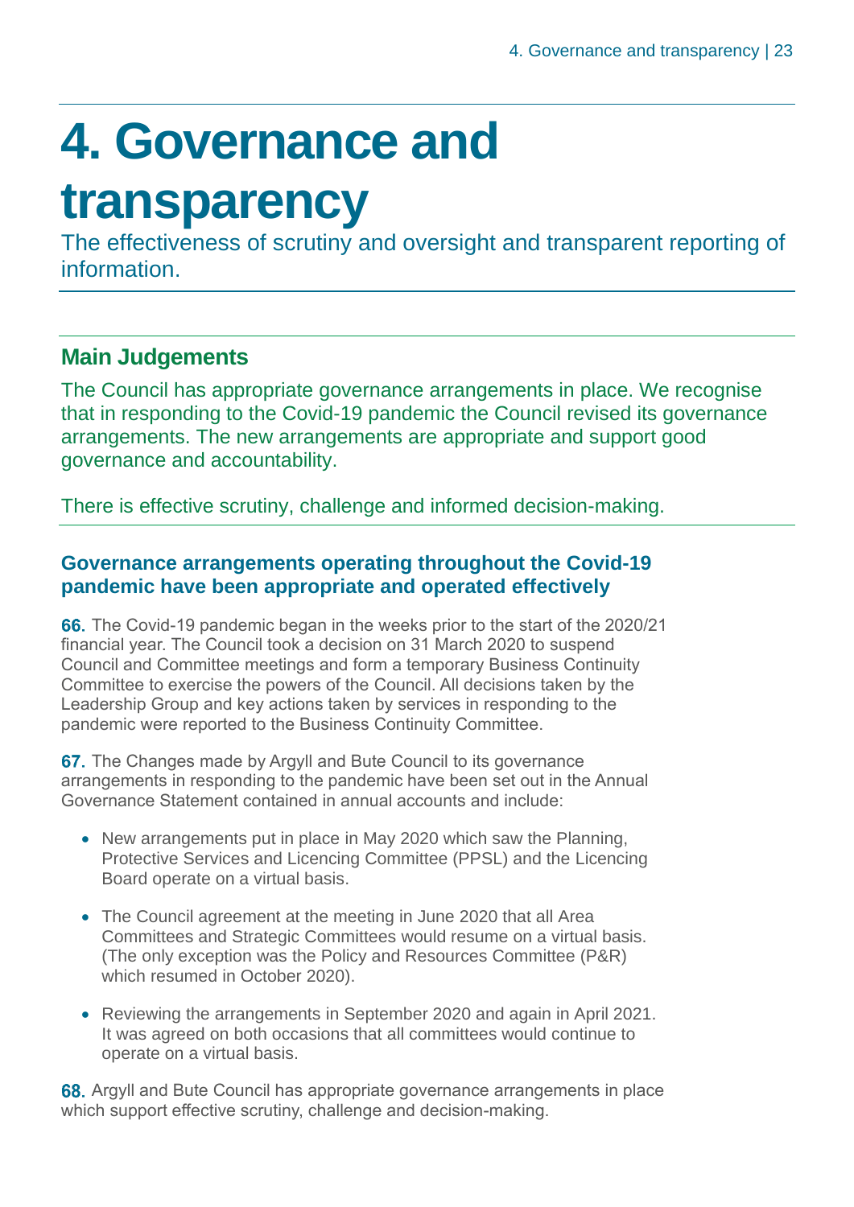# 4. Governance and transparency

The effectiveness of scrutiny and oversight and transparent reporting of information.

## Main Judgements

The Council has appropriate governance arrangements in place. We recognise that in responding to the Covid-19 pandemic the Council revised its governance arrangements. The new arrangements are appropriate and support good governance and accountability.

There is effective scrutiny, challenge and informed decision-making.

### Governance arrangements operating throughout the Covid-19 pandemic have been appropriate and operated effectively

**66.** The Covid-19 pandemic began in the weeks prior to the start of the 2020/21 financial year. The Council took a decision on 31 March 2020 to suspend Council and Committee meetings and form a temporary Business Continuity Committee to exercise the powers of the Council. All decisions taken by the Leadership Group and key actions taken by services in responding to the pandemic were reported to the Business Continuity Committee.

**67.** The Changes made by Argyll and Bute Council to its governance arrangements in responding to the pandemic have been set out in the Annual Governance Statement contained in annual accounts and include:

- New arrangements put in place in May 2020 which saw the Planning, Protective Services and Licencing Committee (PPSL) and the Licencing Board operate on a virtual basis.
- The Council agreement at the meeting in June 2020 that all Area Committees and Strategic Committees would resume on a virtual basis. (The only exception was the Policy and Resources Committee (P&R) which resumed in October 2020).
- Reviewing the arrangements in September 2020 and again in April 2021. It was agreed on both occasions that all committees would continue to operate on a virtual basis.

**68.** Argyll and Bute Council has appropriate governance arrangements in place which support effective scrutiny, challenge and decision-making.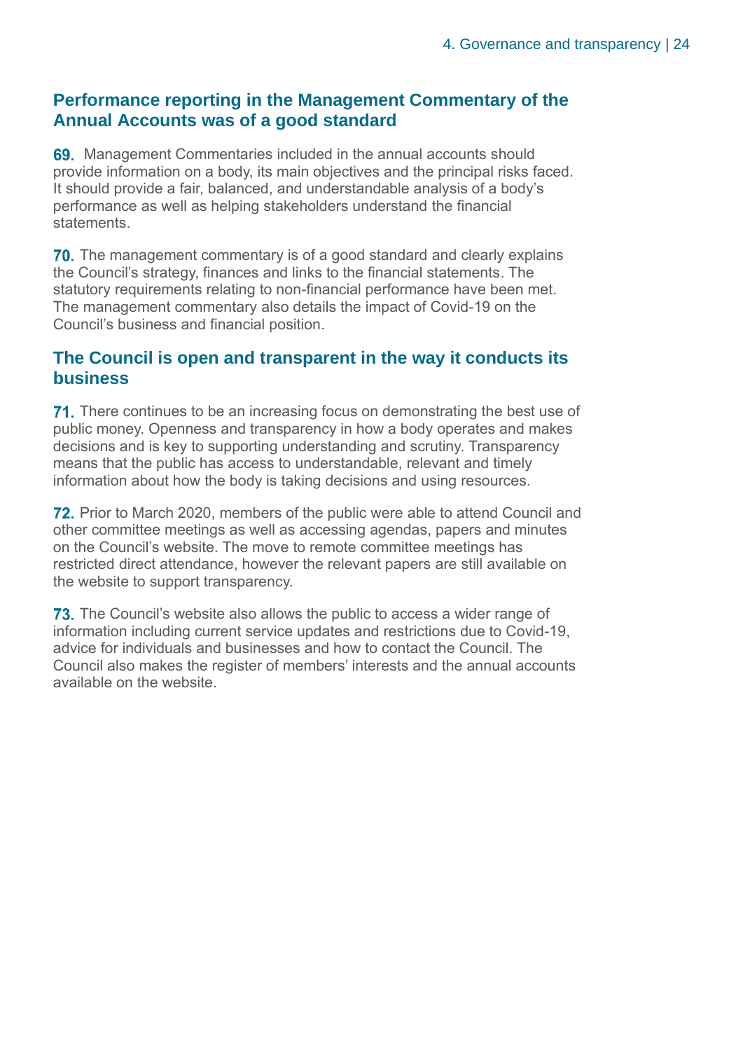## Performance reporting in the Management Commentary of the Annual Accounts was of a good standard

**69.** Management Commentaries included in the annual accounts should provide information on a body, its main objectives and the principal risks faced. It should provide a fair, balanced, and understandable analysis of a body's performance as well as helping stakeholders understand the financial statements.

**70.** The management commentary is of a good standard and clearly explains the Council's strategy, finances and links to the financial statements. The statutory requirements relating to non-financial performance have been met. The management commentary also details the impact of Covid-19 on the Council's business and financial position.

## The Council is open and transparent in the way it conducts its business

**71.** There continues to be an increasing focus on demonstrating the best use of public money. Openness and transparency in how a body operates and makes decisions and is key to supporting understanding and scrutiny. Transparency means that the public has access to understandable, relevant and timely information about how the body is taking decisions and using resources.

**72.** Prior to March 2020, members of the public were able to attend Council and other committee meetings as well as accessing agendas, papers and minutes on the Council's website. The move to remote committee meetings has restricted direct attendance, however the relevant papers are still available on the website to support transparency.

**73.** The Council's website also allows the public to access a wider range of information including current service updates and restrictions due to Covid-19, advice for individuals and businesses and how to contact the Council. The Council also makes the register of members' interests and the annual accounts available on the website.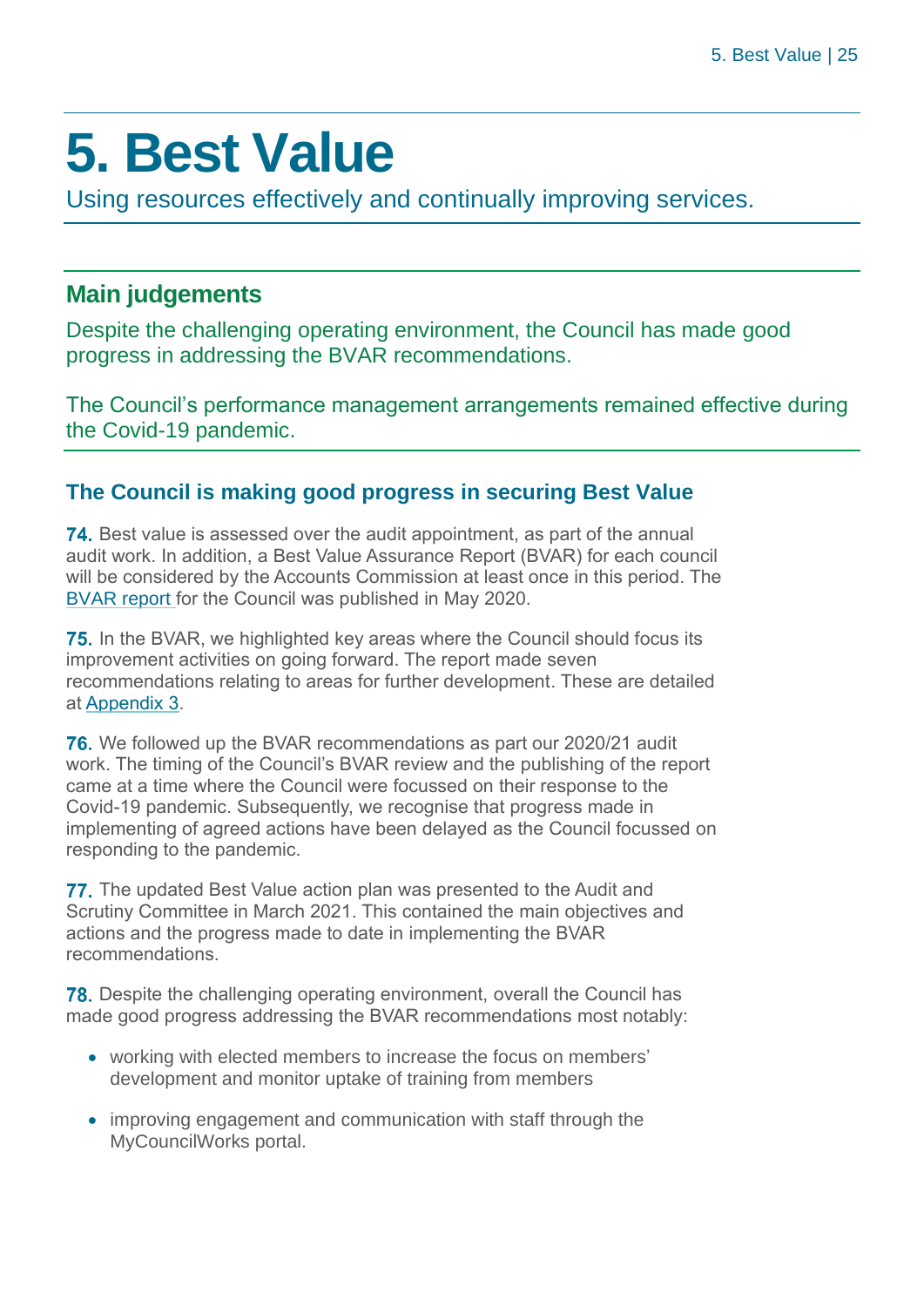# 5. Best Value

Using resources effectively and continually improving services.

## Main judgements

Despite the challenging operating environment, the Council has made good progress in addressing the BVAR recommendations.

The Council's performance management arrangements remained effective during the Covid-19 pandemic.

### The Council is making good progress in securing Best Value

**74.** Best value is assessed over the audit appointment, as part of the annual audit work. In addition, a Best Value Assurance Report (BVAR) for each council will be considered by the Accounts Commission at least once in this period. The BVAR report for the Council was published in May 2020.

**75.** In the BVAR, we highlighted key areas where the Council should focus its improvement activities on going forward. The report made seven recommendations relating to areas for further development. These are detailed at Appendix 3.

**76.** We followed up the BVAR recommendations as part our 2020/21 audit work. The timing of the Council's BVAR review and the publishing of the report came at a time where the Council were focussed on their response to the Covid-19 pandemic. Subsequently, we recognise that progress made in implementing of agreed actions have been delayed as the Council focussed on responding to the pandemic.

**77.** The updated Best Value action plan was presented to the Audit and Scrutiny Committee in March 2021. This contained the main objectives and actions and the progress made to date in implementing the BVAR recommendations.

**78.** Despite the challenging operating environment, overall the Council has made good progress addressing the BVAR recommendations most notably:

- working with elected members to increase the focus on members' development and monitor uptake of training from members
- improving engagement and communication with staff through the MyCouncilWorks portal.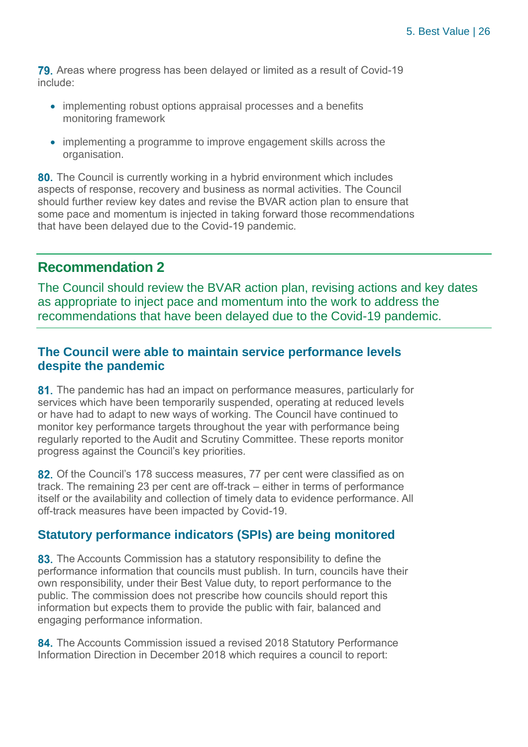**79.** Areas where progress has been delayed or limited as a result of Covid-19 include:

- implementing robust options appraisal processes and a benefits monitoring framework
- implementing a programme to improve engagement skills across the organisation.

**80.** The Council is currently working in a hybrid environment which includes aspects of response, recovery and business as normal activities. The Council should further review key dates and revise the BVAR action plan to ensure that some pace and momentum is injected in taking forward those recommendations that have been delayed due to the Covid-19 pandemic.

## Recommendation 2

The Council should review the BVAR action plan, revising actions and key dates as appropriate to inject pace and momentum into the work to address the recommendations that have been delayed due to the Covid-19 pandemic.

### The Council were able to maintain service performance levels despite the pandemic

**81.** The pandemic has had an impact on performance measures, particularly for services which have been temporarily suspended, operating at reduced levels or have had to adapt to new ways of working. The Council have continued to monitor key performance targets throughout the year with performance being regularly reported to the Audit and Scrutiny Committee. These reports monitor progress against the Council's key priorities.

**82.** Of the Council's 178 success measures, 77 per cent were classified as on track. The remaining 23 per cent are off-track – either in terms of performance itself or the availability and collection of timely data to evidence performance. All off-track measures have been impacted by Covid-19.

### Statutory performance indicators (SPIs) are being monitored

**83.** The Accounts Commission has a statutory responsibility to define the performance information that councils must publish. In turn, councils have their own responsibility, under their Best Value duty, to report performance to the public. The commission does not prescribe how councils should report this information but expects them to provide the public with fair, balanced and engaging performance information.

**84.** The Accounts Commission issued a revised 2018 Statutory Performance Information Direction in December 2018 which requires a council to report: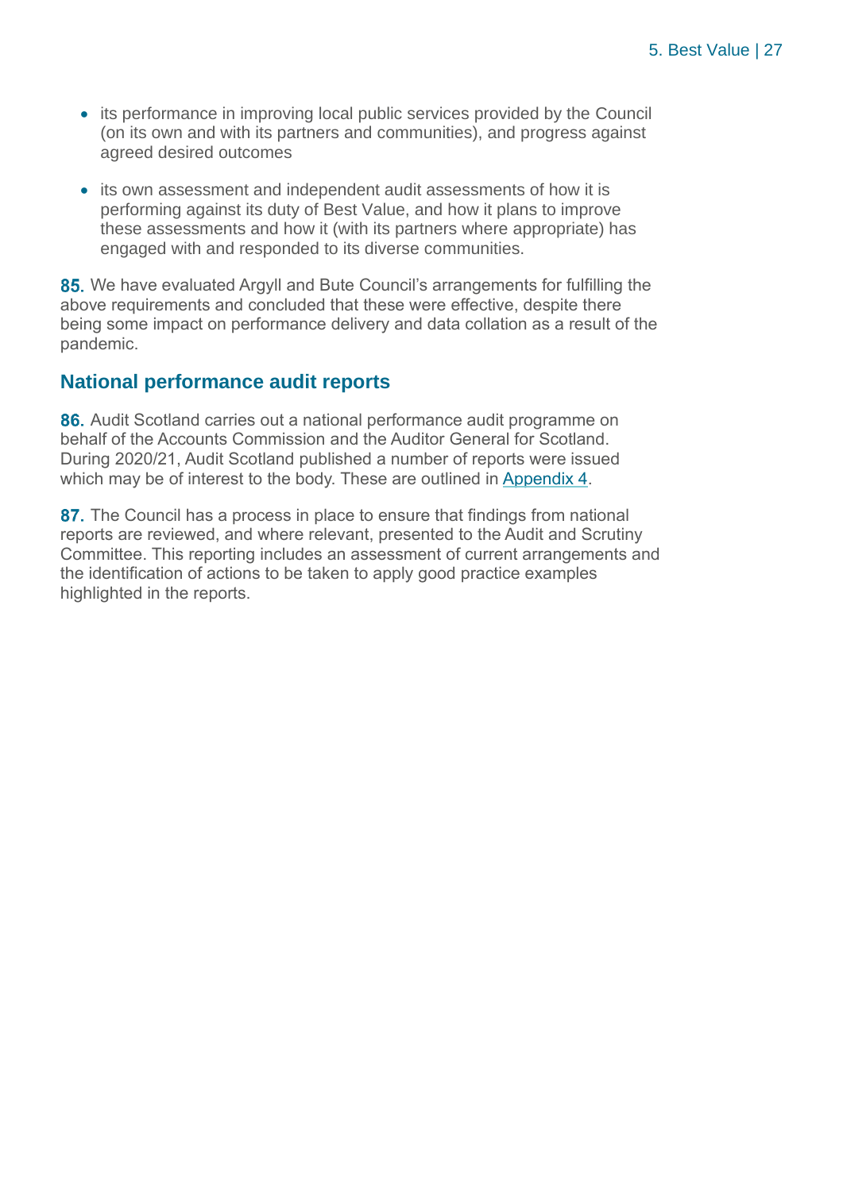- its performance in improving local public services provided by the Council (on its own and with its partners and communities), and progress against agreed desired outcomes
- its own assessment and independent audit assessments of how it is performing against its duty of Best Value, and how it plans to improve these assessments and how it (with its partners where appropriate) has engaged with and responded to its diverse communities.

**85.** We have evaluated Argyll and Bute Council's arrangements for fulfilling the above requirements and concluded that these were effective, despite there being some impact on performance delivery and data collation as a result of the pandemic.

## National performance audit reports

**86.** Audit Scotland carries out a national performance audit programme on behalf of the Accounts Commission and the Auditor General for Scotland. During 2020/21, Audit Scotland published a number of reports were issued which may be of interest to the body. These are outlined in Appendix 4.

**87.** The Council has a process in place to ensure that findings from national reports are reviewed, and where relevant, presented to the Audit and Scrutiny Committee. This reporting includes an assessment of current arrangements and the identification of actions to be taken to apply good practice examples highlighted in the reports.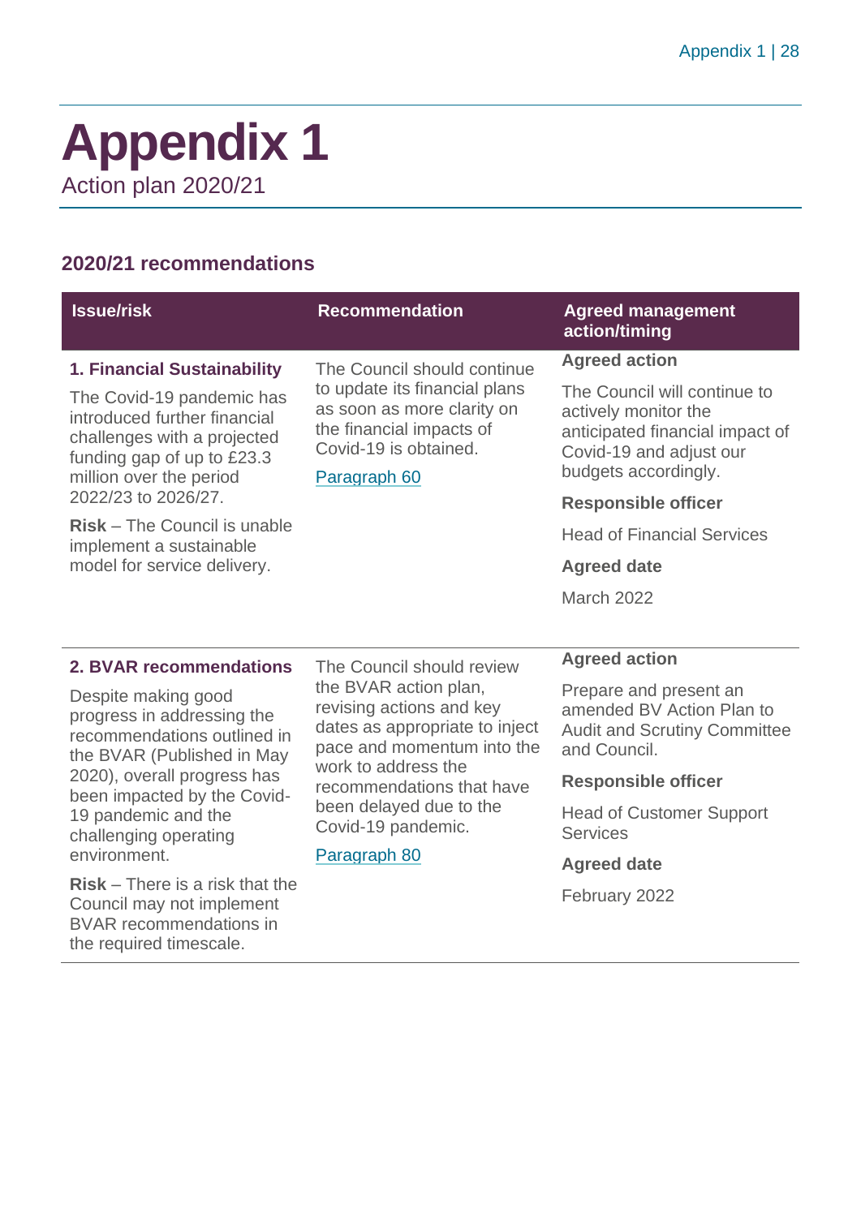# Appendix 1

Action plan 2020/21

## 2020/21 recommendations

| Issue/risk | Recommendation | Agreed management action/timing |
|---|---|---|
| **1. Financial Sustainability**<br><br>The Covid-19 pandemic has introduced further financial challenges with a projected funding gap of up to £23.3 million over the period 2022/23 to 2026/27.<br><br>**Risk** – The Council is unable implement a sustainable model for service delivery. | The Council should continue to update its financial plans as soon as more clarity on the financial impacts of Covid-19 is obtained.<br><br>Paragraph 60 | **Agreed action**<br><br>The Council will continue to actively monitor the anticipated financial impact of Covid-19 and adjust our budgets accordingly.<br><br>**Responsible officer**<br><br>Head of Financial Services<br><br>**Agreed date**<br><br>March 2022 |
| **2. BVAR recommendations**<br><br>Despite making good progress in addressing the recommendations outlined in the BVAR (Published in May 2020), overall progress has been impacted by the Covid-19 pandemic and the challenging operating environment.<br><br>**Risk** – There is a risk that the Council may not implement BVAR recommendations in the required timescale. | The Council should review the BVAR action plan, revising actions and key dates as appropriate to inject pace and momentum into the work to address the recommendations that have been delayed due to the Covid-19 pandemic.<br><br>Paragraph 80 | **Agreed action**<br><br>Prepare and present an amended BV Action Plan to Audit and Scrutiny Committee and Council.<br><br>**Responsible officer**<br><br>Head of Customer Support Services<br><br>**Agreed date**<br><br>February 2022 |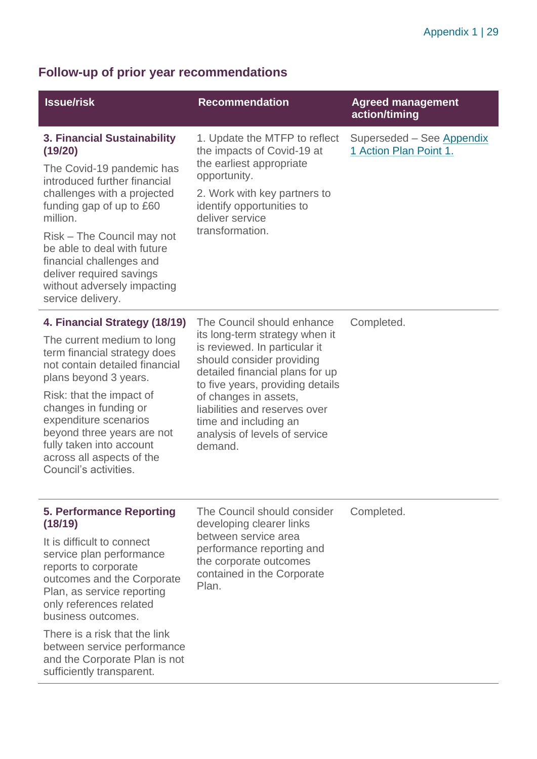## Follow-up of prior year recommendations

| Issue/risk | Recommendation | Agreed management action/timing |
| --- | --- | --- |
| **3. Financial Sustainability (19/20)**<br><br>The Covid-19 pandemic has introduced further financial challenges with a projected funding gap of up to £60 million.<br><br>Risk – The Council may not be able to deal with future financial challenges and deliver required savings without adversely impacting service delivery. | 1. Update the MTFP to reflect the impacts of Covid-19 at the earliest appropriate opportunity.<br><br>2. Work with key partners to identify opportunities to deliver service transformation. | Superseded – See Appendix 1 Action Plan Point 1. |
| **4. Financial Strategy (18/19)**<br><br>The current medium to long term financial strategy does not contain detailed financial plans beyond 3 years.<br><br>Risk: that the impact of changes in funding or expenditure scenarios beyond three years are not fully taken into account across all aspects of the Council's activities. | The Council should enhance its long-term strategy when it is reviewed. In particular it should consider providing detailed financial plans for up to five years, providing details of changes in assets, liabilities and reserves over time and including an analysis of levels of service demand. | Completed. |
| **5. Performance Reporting (18/19)**<br><br>It is difficult to connect service plan performance reports to corporate outcomes and the Corporate Plan, as service reporting only references related business outcomes.<br><br>There is a risk that the link between service performance and the Corporate Plan is not sufficiently transparent. | The Council should consider developing clearer links between service area performance reporting and the corporate outcomes contained in the Corporate Plan. | Completed. |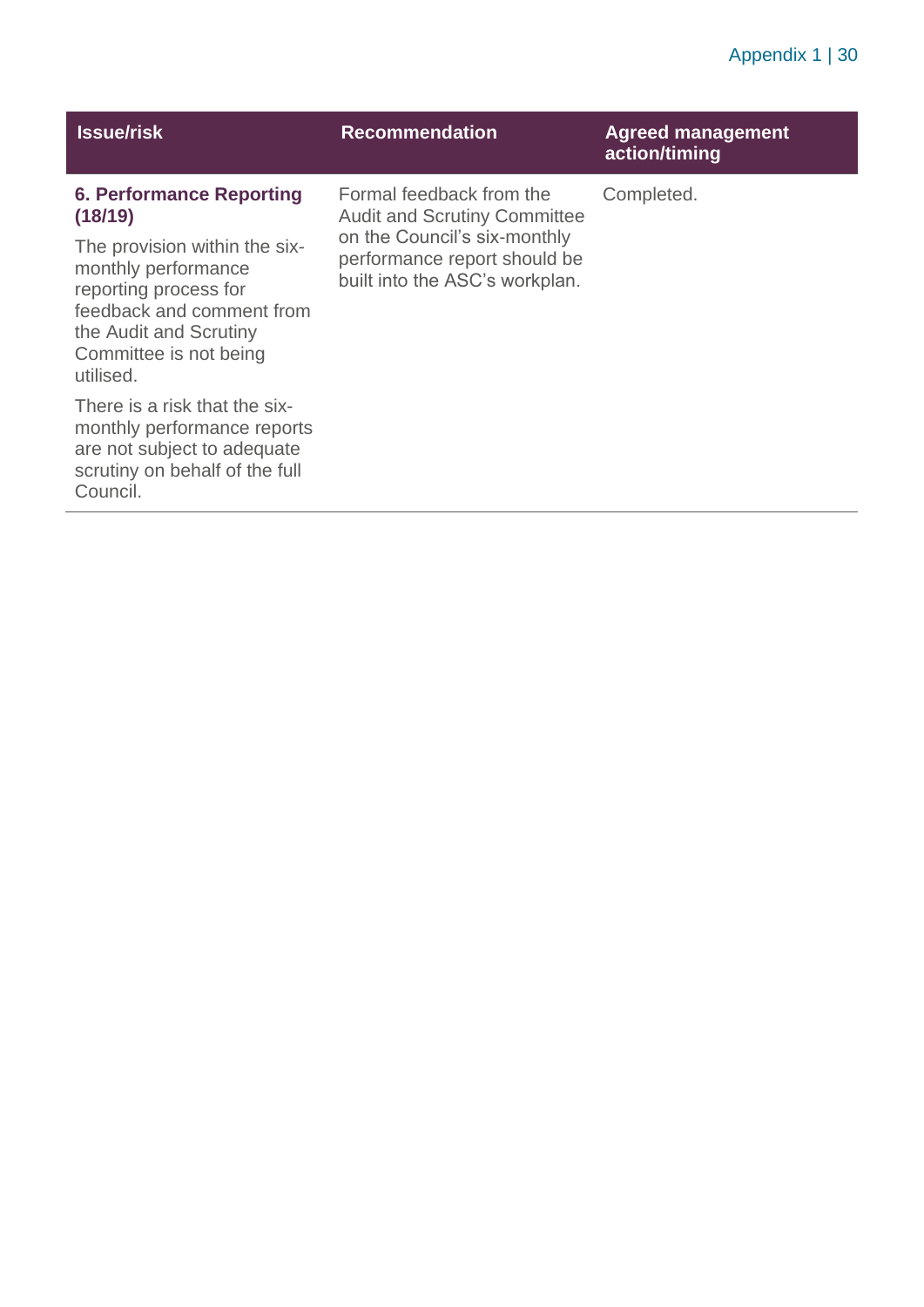| Issue/risk | Recommendation | Agreed management action/timing |
| --- | --- | --- |
| **6. Performance Reporting (18/19)**<br><br>The provision within the six-monthly performance reporting process for feedback and comment from the Audit and Scrutiny Committee is not being utilised.<br><br>There is a risk that the six-monthly performance reports are not subject to adequate scrutiny on behalf of the full Council. | Formal feedback from the Audit and Scrutiny Committee on the Council's six-monthly performance report should be built into the ASC's workplan. | Completed. |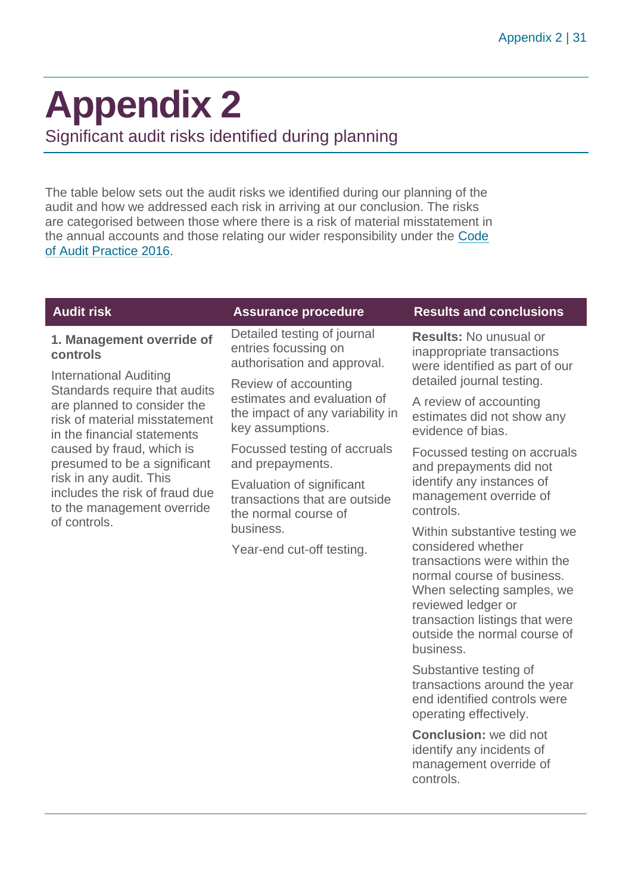# Appendix 2

## Significant audit risks identified during planning

The table below sets out the audit risks we identified during our planning of the audit and how we addressed each risk in arriving at our conclusion. The risks are categorised between those where there is a risk of material misstatement in the annual accounts and those relating our wider responsibility under the Code of Audit Practice 2016.

| Audit risk | Assurance procedure | Results and conclusions |
| --- | --- | --- |
| **1. Management override of controls**<br><br>International Auditing Standards require that audits are planned to consider the risk of material misstatement in the financial statements caused by fraud, which is presumed to be a significant risk in any audit. This includes the risk of fraud due to the management override of controls. | Detailed testing of journal entries focussing on authorisation and approval.<br><br>Review of accounting estimates and evaluation of the impact of any variability in key assumptions.<br><br>Focussed testing of accruals and prepayments.<br><br>Evaluation of significant transactions that are outside the normal course of business.<br><br>Year-end cut-off testing. | **Results:** No unusual or inappropriate transactions were identified as part of our detailed journal testing.<br><br>A review of accounting estimates did not show any evidence of bias.<br><br>Focussed testing on accruals and prepayments did not identify any instances of management override of controls.<br><br>Within substantive testing we considered whether transactions were within the normal course of business. When selecting samples, we reviewed ledger or transaction listings that were outside the normal course of business.<br><br>Substantive testing of transactions around the year end identified controls were operating effectively.<br><br>**Conclusion:** we did not identify any incidents of management override of controls. |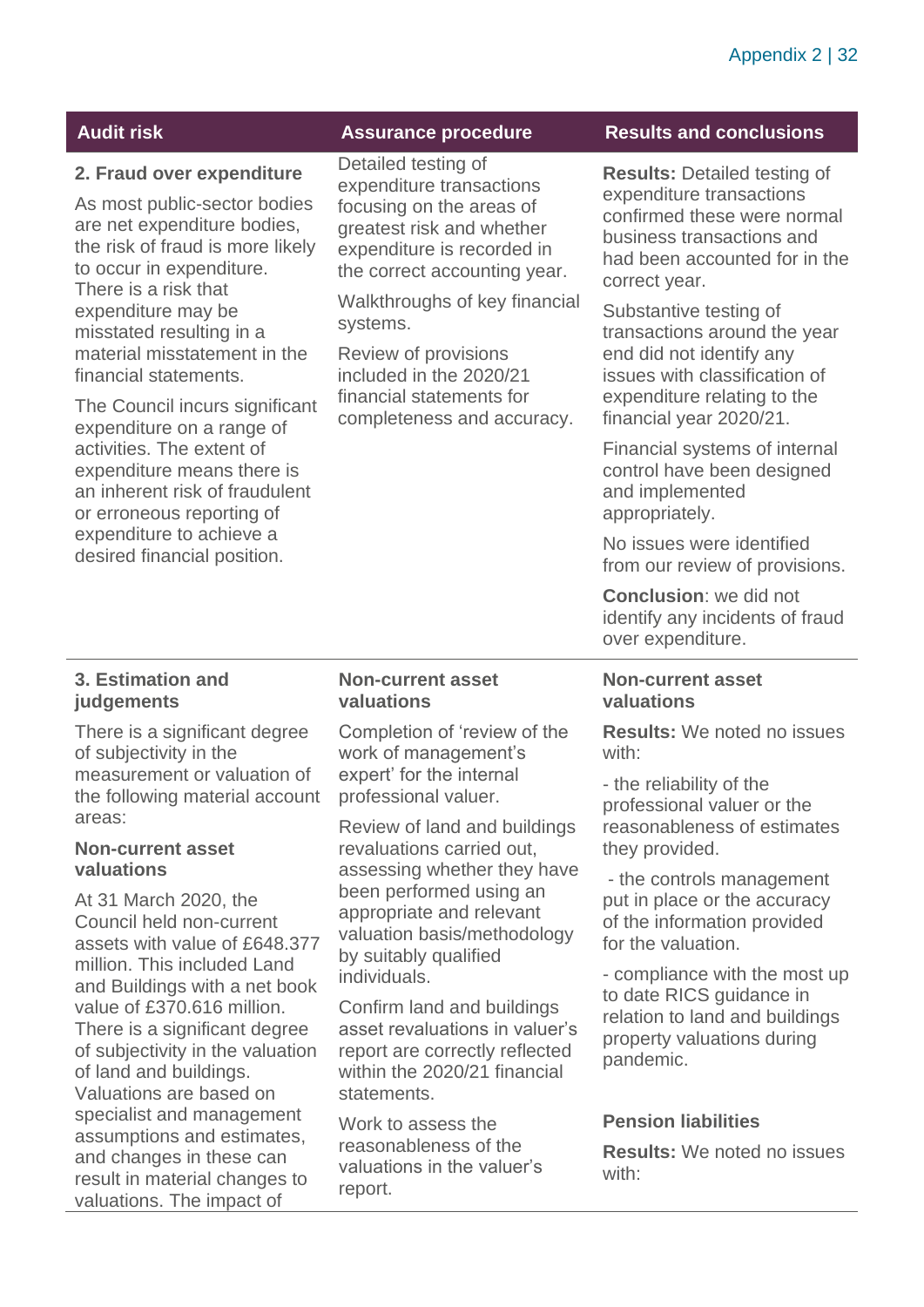| Audit risk | Assurance procedure | Results and conclusions |
| --- | --- | --- |
| **2. Fraud over expenditure**<br><br>As most public-sector bodies are net expenditure bodies, the risk of fraud is more likely to occur in expenditure. There is a risk that expenditure may be misstated resulting in a material misstatement in the financial statements.<br><br>The Council incurs significant expenditure on a range of activities. The extent of expenditure means there is an inherent risk of fraudulent or erroneous reporting of expenditure to achieve a desired financial position. | Detailed testing of expenditure transactions focusing on the areas of greatest risk and whether expenditure is recorded in the correct accounting year.<br><br>Walkthroughs of key financial systems.<br><br>Review of provisions included in the 2020/21 financial statements for completeness and accuracy. | **Results:** Detailed testing of expenditure transactions confirmed these were normal business transactions and had been accounted for in the correct year.<br><br>Substantive testing of transactions around the year end did not identify any issues with classification of expenditure relating to the financial year 2020/21.<br><br>Financial systems of internal control have been designed and implemented appropriately.<br><br>No issues were identified from our review of provisions.<br><br>**Conclusion**: we did not identify any incidents of fraud over expenditure. |
| **3. Estimation and judgements**<br><br>There is a significant degree of subjectivity in the measurement or valuation of the following material account areas:<br><br>**Non-current asset valuations**<br><br>At 31 March 2020, the Council held non-current assets with value of £648.377 million. This included Land and Buildings with a net book value of £370.616 million. There is a significant degree of subjectivity in the valuation of land and buildings. Valuations are based on specialist and management assumptions and estimates, and changes in these can result in material changes to valuations. The impact of | **Non-current asset valuations**<br><br>Completion of 'review of the work of management's expert' for the internal professional valuer.<br><br>Review of land and buildings revaluations carried out, assessing whether they have been performed using an appropriate and relevant valuation basis/methodology by suitably qualified individuals.<br><br>Confirm land and buildings asset revaluations in valuer's report are correctly reflected within the 2020/21 financial statements.<br><br>Work to assess the reasonableness of the valuations in the valuer's report. | **Non-current asset valuations**<br><br>**Results:** We noted no issues with:<br><br>- the reliability of the professional valuer or the reasonableness of estimates they provided.<br><br>- the controls management put in place or the accuracy of the information provided for the valuation.<br><br>- compliance with the most up to date RICS guidance in relation to land and buildings property valuations during pandemic.<br><br>**Pension liabilities**<br><br>**Results:** We noted no issues with: |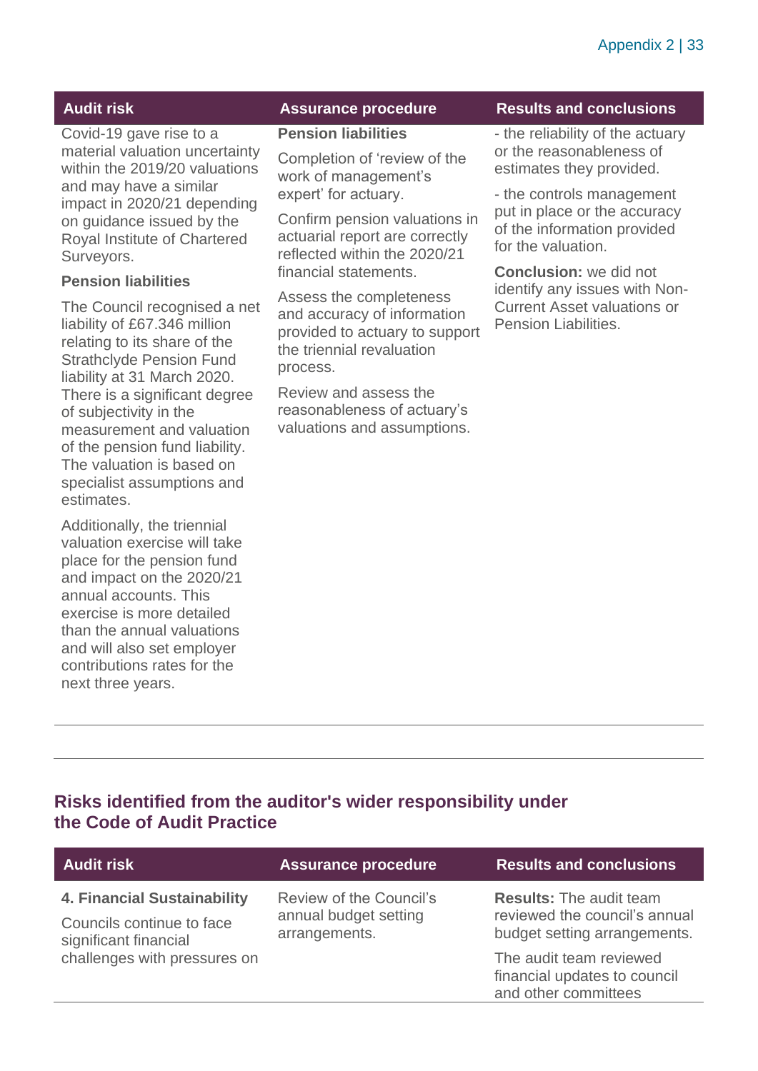| Audit risk | Assurance procedure | Results and conclusions |
|---|---|---|
| Covid-19 gave rise to a material valuation uncertainty within the 2019/20 valuations and may have a similar impact in 2020/21 depending on guidance issued by the Royal Institute of Chartered Surveyors.<br><br>**Pension liabilities**<br><br>The Council recognised a net liability of £67.346 million relating to its share of the Strathclyde Pension Fund liability at 31 March 2020. There is a significant degree of subjectivity in the measurement and valuation of the pension fund liability. The valuation is based on specialist assumptions and estimates.<br><br>Additionally, the triennial valuation exercise will take place for the pension fund and impact on the 2020/21 annual accounts. This exercise is more detailed than the annual valuations and will also set employer contributions rates for the next three years. | **Pension liabilities**<br><br>Completion of 'review of the work of management's expert' for actuary.<br><br>Confirm pension valuations in actuarial report are correctly reflected within the 2020/21 financial statements.<br><br>Assess the completeness and accuracy of information provided to actuary to support the triennial revaluation process.<br><br>Review and assess the reasonableness of actuary's valuations and assumptions. | - the reliability of the actuary or the reasonableness of estimates they provided.<br><br>- the controls management put in place or the accuracy of the information provided for the valuation.<br><br>**Conclusion:** we did not identify any issues with Non-Current Asset valuations or Pension Liabilities. |

## Risks identified from the auditor's wider responsibility under the Code of Audit Practice

| Audit risk | Assurance procedure | Results and conclusions |
|---|---|---|
| **4. Financial Sustainability**<br><br>Councils continue to face significant financial challenges with pressures on | Review of the Council's annual budget setting arrangements. | **Results:** The audit team reviewed the council's annual budget setting arrangements.<br><br>The audit team reviewed financial updates to council and other committees |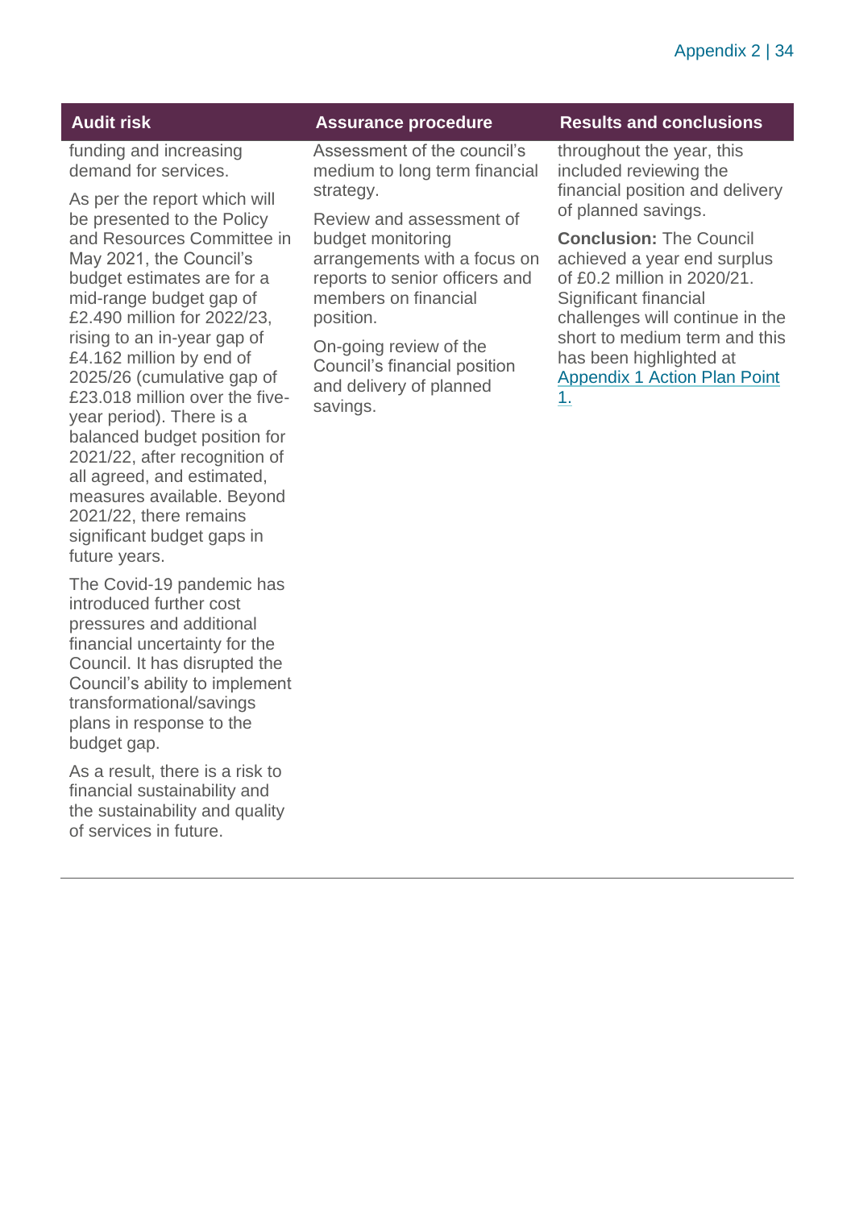| Audit risk | Assurance procedure | Results and conclusions |
|---|---|---|
| funding and increasing demand for services.<br><br>As per the report which will be presented to the Policy and Resources Committee in May 2021, the Council's budget estimates are for a mid-range budget gap of £2.490 million for 2022/23, rising to an in-year gap of £4.162 million by end of 2025/26 (cumulative gap of £23.018 million over the five-year period). There is a balanced budget position for 2021/22, after recognition of all agreed, and estimated, measures available. Beyond 2021/22, there remains significant budget gaps in future years.<br><br>The Covid-19 pandemic has introduced further cost pressures and additional financial uncertainty for the Council. It has disrupted the Council's ability to implement transformational/savings plans in response to the budget gap.<br><br>As a result, there is a risk to financial sustainability and the sustainability and quality of services in future. | Assessment of the council's medium to long term financial strategy.<br><br>Review and assessment of budget monitoring arrangements with a focus on reports to senior officers and members on financial position.<br><br>On-going review of the Council's financial position and delivery of planned savings. | throughout the year, this included reviewing the financial position and delivery of planned savings.<br><br>**Conclusion:** The Council achieved a year end surplus of £0.2 million in 2020/21. Significant financial challenges will continue in the short to medium term and this has been highlighted at Appendix 1 Action Plan Point 1. |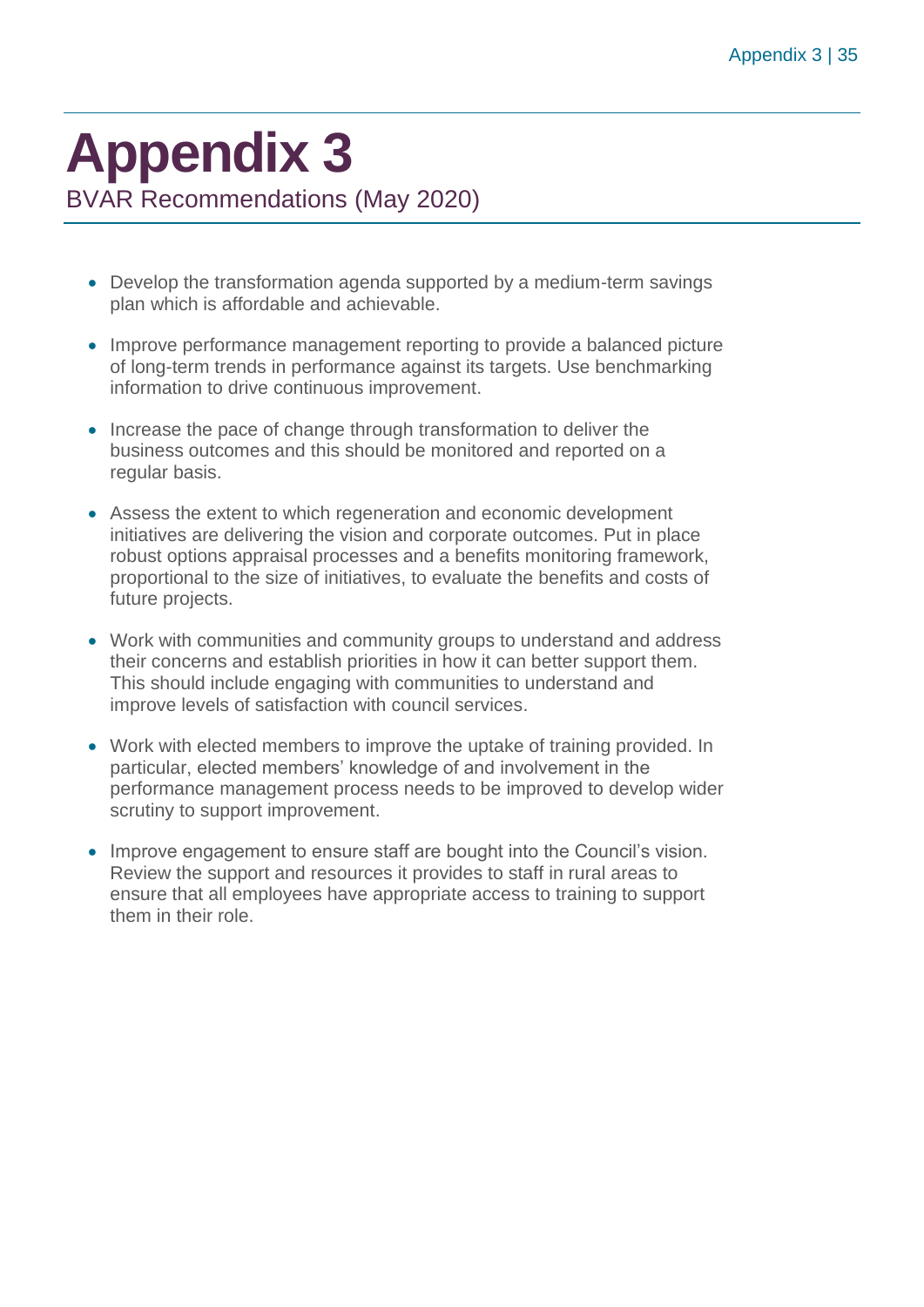# Appendix 3

## BVAR Recommendations (May 2020)

- Develop the transformation agenda supported by a medium-term savings plan which is affordable and achievable.
- Improve performance management reporting to provide a balanced picture of long-term trends in performance against its targets. Use benchmarking information to drive continuous improvement.
- Increase the pace of change through transformation to deliver the business outcomes and this should be monitored and reported on a regular basis.
- Assess the extent to which regeneration and economic development initiatives are delivering the vision and corporate outcomes. Put in place robust options appraisal processes and a benefits monitoring framework, proportional to the size of initiatives, to evaluate the benefits and costs of future projects.
- Work with communities and community groups to understand and address their concerns and establish priorities in how it can better support them. This should include engaging with communities to understand and improve levels of satisfaction with council services.
- Work with elected members to improve the uptake of training provided. In particular, elected members' knowledge of and involvement in the performance management process needs to be improved to develop wider scrutiny to support improvement.
- Improve engagement to ensure staff are bought into the Council's vision. Review the support and resources it provides to staff in rural areas to ensure that all employees have appropriate access to training to support them in their role.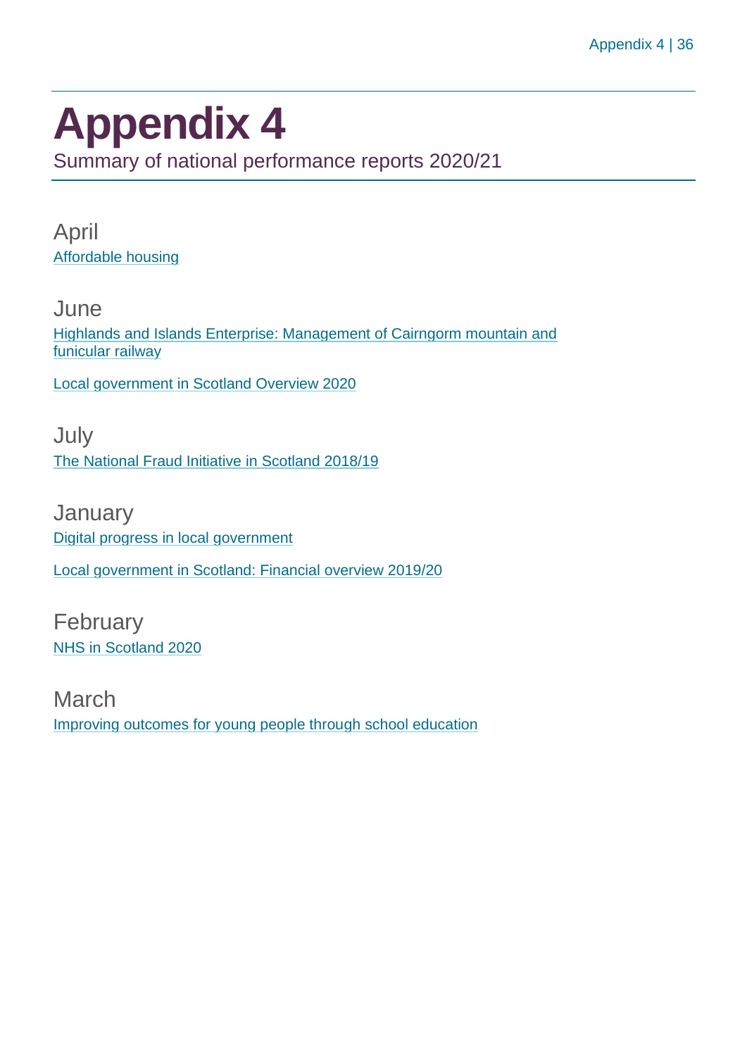# Appendix 4

Summary of national performance reports 2020/21

## April

Affordable housing

## June

Highlands and Islands Enterprise: Management of Cairngorm mountain and funicular railway

Local government in Scotland Overview 2020

## July

The National Fraud Initiative in Scotland 2018/19

## January

Digital progress in local government

Local government in Scotland: Financial overview 2019/20

## February

NHS in Scotland 2020

## March

Improving outcomes for young people through school education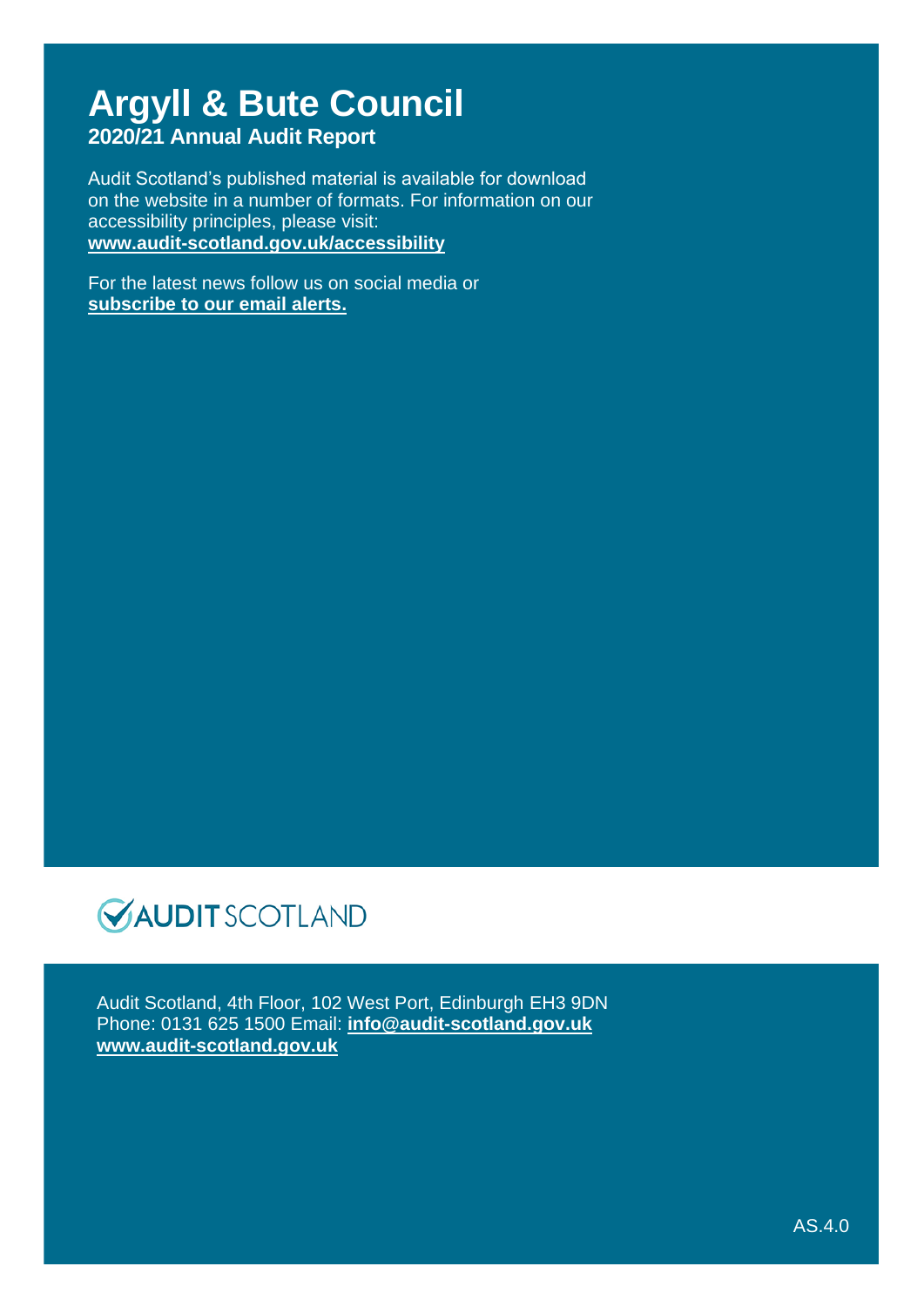# Argyll & Bute Council

**2020/21 Annual Audit Report**

Audit Scotland's published material is available for download on the website in a number of formats. For information on our accessibility principles, please visit: **www.audit-scotland.gov.uk/accessibility**

For the latest news follow us on social media or **subscribe to our email alerts.**

AUDIT SCOTLAND

Audit Scotland, 4th Floor, 102 West Port, Edinburgh EH3 9DN
Phone: 0131 625 1500 Email: **info@audit-scotland.gov.uk**
**www.audit-scotland.gov.uk**

AS.4.0